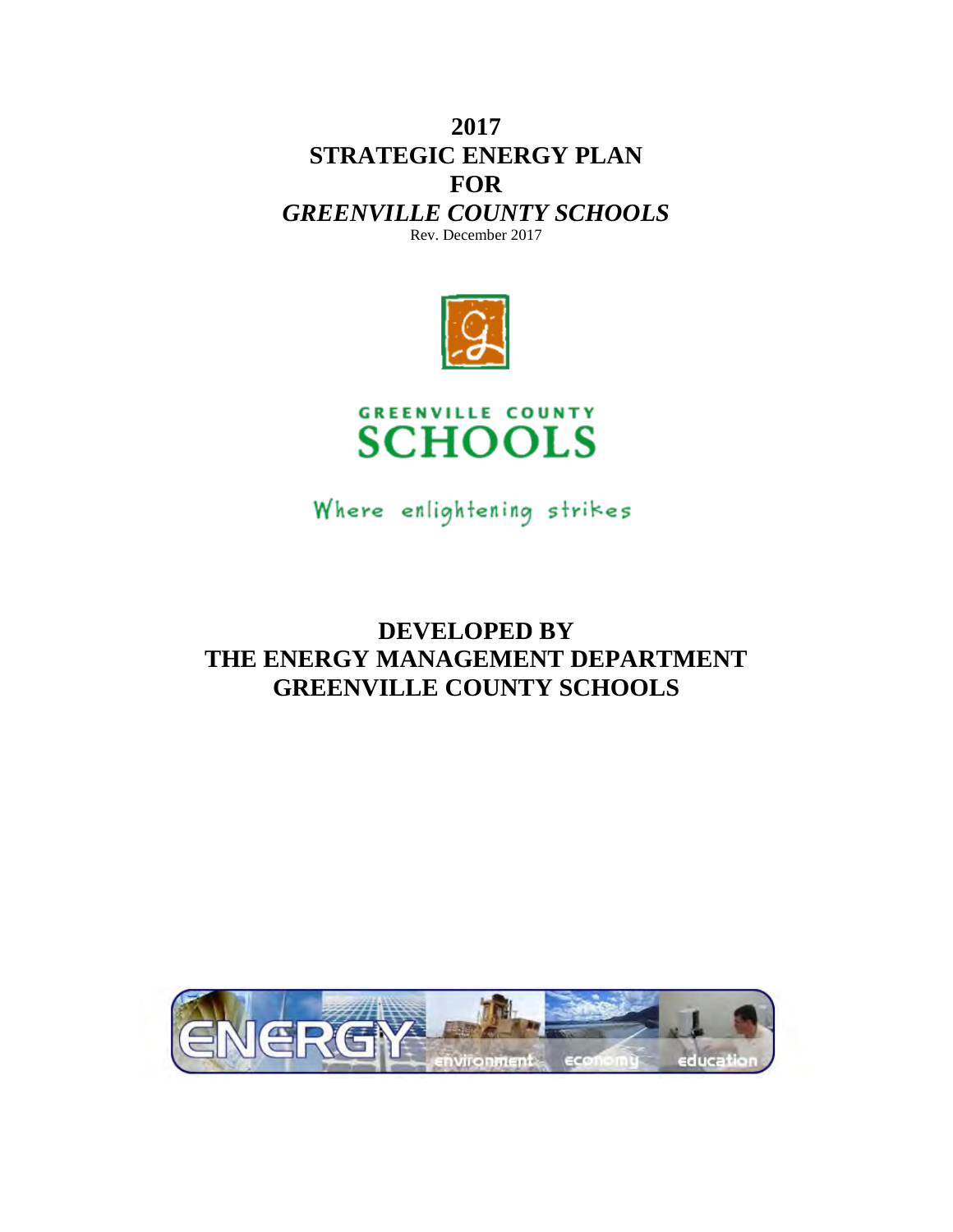# 2017
# STRATEGIC ENERGY PLAN
# FOR
# *GREENVILLE COUNTY SCHOOLS*

Rev. December 2017

GREENVILLE COUNTY
SCHOOLS

Where enlightening strikes

## DEVELOPED BY
## THE ENERGY MANAGEMENT DEPARTMENT
## GREENVILLE COUNTY SCHOOLS

ENERGY environment economy education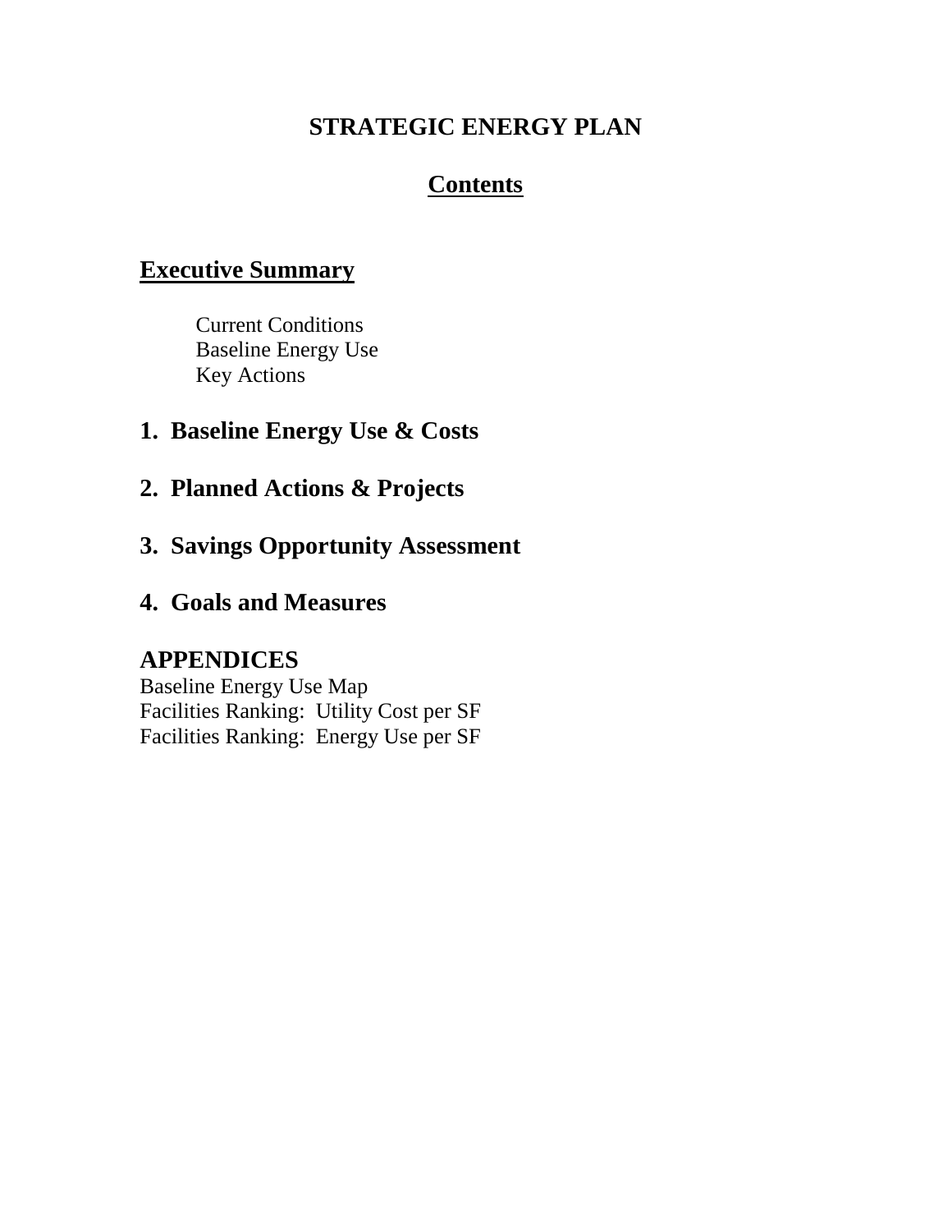# STRATEGIC ENERGY PLAN

## Contents

## Executive Summary

Current Conditions
Baseline Energy Use
Key Actions

## 1. Baseline Energy Use & Costs

## 2. Planned Actions & Projects

## 3. Savings Opportunity Assessment

## 4. Goals and Measures

## APPENDICES

Baseline Energy Use Map
Facilities Ranking: Utility Cost per SF
Facilities Ranking: Energy Use per SF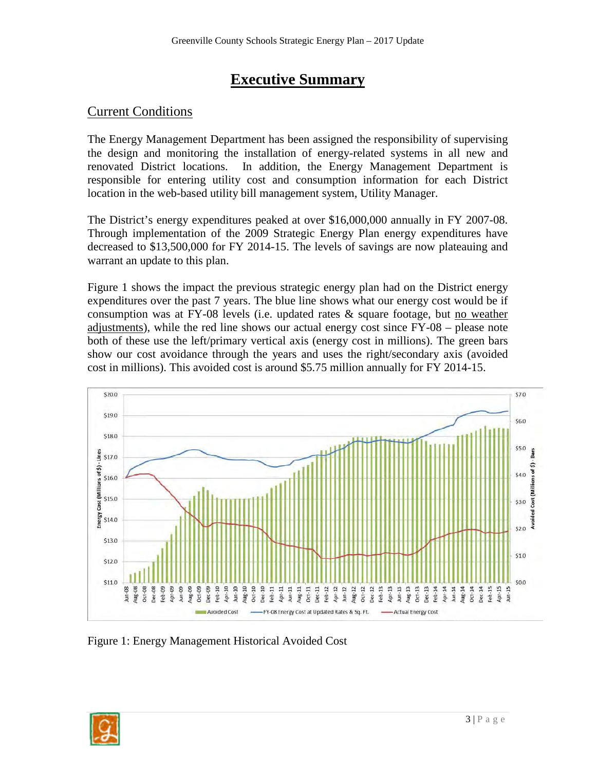# Executive Summary

## Current Conditions

The Energy Management Department has been assigned the responsibility of supervising the design and monitoring the installation of energy-related systems in all new and renovated District locations. In addition, the Energy Management Department is responsible for entering utility cost and consumption information for each District location in the web-based utility bill management system, Utility Manager.

The District's energy expenditures peaked at over $16,000,000 annually in FY 2007-08. Through implementation of the 2009 Strategic Energy Plan energy expenditures have decreased to $13,500,000 for FY 2014-15. The levels of savings are now plateauing and warrant an update to this plan.

Figure 1 shows the impact the previous strategic energy plan had on the District energy expenditures over the past 7 years. The blue line shows what our energy cost would be if consumption was at FY-08 levels (i.e. updated rates & square footage, but <u>no weather adjustments</u>), while the red line shows our actual energy cost since FY-08 – please note both of these use the left/primary vertical axis (energy cost in millions). The green bars show our cost avoidance through the years and uses the right/secondary axis (avoided cost in millions). This avoided cost is around $5.75 million annually for FY 2014-15.

Energy Cost (Millions of $) - Lines
$20.0
$19.0
$18.0
$17.0
$16.0
$15.0
$14.0
$13.0
$12.0
$11.0

Avoided Cost (Millions of $) - Bars
$7.0
$6.0
$5.0
$4.0
$3.0
$2.0
$1.0
$0.0

Jun-08 Aug-08 Oct-08 Dec-08 Feb-09 Apr-09 Jun-09 Aug-09 Oct-09 Dec-09 Feb-10 Apr-10 Jun-10 Aug-10 Oct-10 Dec-10 Feb-11 Apr-11 Jun-11 Aug-11 Oct-11 Dec-11 Feb-12 Apr-12 Jun-12 Aug-12 Oct-12 Dec-12 Feb-13 Apr-13 Jun-13 Aug-13 Oct-13 Dec-13 Feb-14 Apr-14 Jun-14 Aug-14 Oct-14 Dec-14 Feb-15 Apr-15 Jun-15

Avoided Cost — FY-08 Energy Cost at Updated Rates & Sq. Ft. — Actual Energy Cost

Figure 1: Energy Management Historical Avoided Cost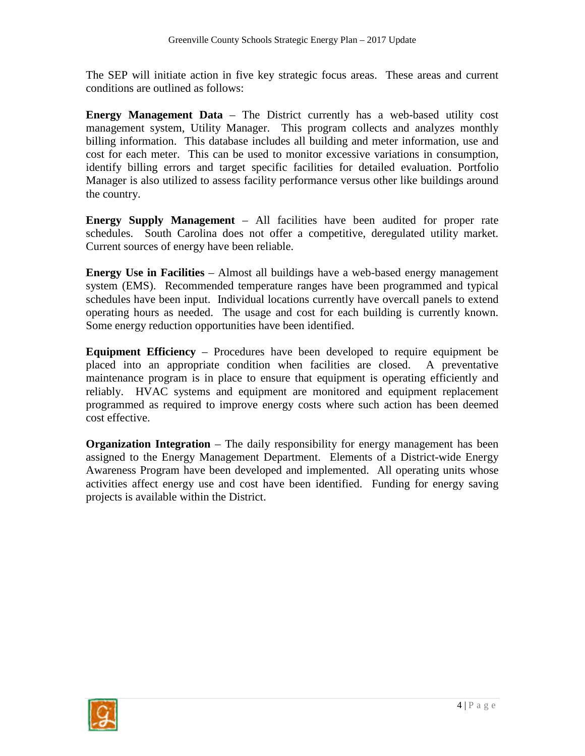The SEP will initiate action in five key strategic focus areas. These areas and current conditions are outlined as follows:

**Energy Management Data** – The District currently has a web-based utility cost management system, Utility Manager. This program collects and analyzes monthly billing information. This database includes all building and meter information, use and cost for each meter. This can be used to monitor excessive variations in consumption, identify billing errors and target specific facilities for detailed evaluation. Portfolio Manager is also utilized to assess facility performance versus other like buildings around the country.

**Energy Supply Management** – All facilities have been audited for proper rate schedules. South Carolina does not offer a competitive, deregulated utility market. Current sources of energy have been reliable.

**Energy Use in Facilities** – Almost all buildings have a web-based energy management system (EMS). Recommended temperature ranges have been programmed and typical schedules have been input. Individual locations currently have overcall panels to extend operating hours as needed. The usage and cost for each building is currently known. Some energy reduction opportunities have been identified.

**Equipment Efficiency** – Procedures have been developed to require equipment be placed into an appropriate condition when facilities are closed. A preventative maintenance program is in place to ensure that equipment is operating efficiently and reliably. HVAC systems and equipment are monitored and equipment replacement programmed as required to improve energy costs where such action has been deemed cost effective.

**Organization Integration** – The daily responsibility for energy management has been assigned to the Energy Management Department. Elements of a District-wide Energy Awareness Program have been developed and implemented. All operating units whose activities affect energy use and cost have been identified. Funding for energy saving projects is available within the District.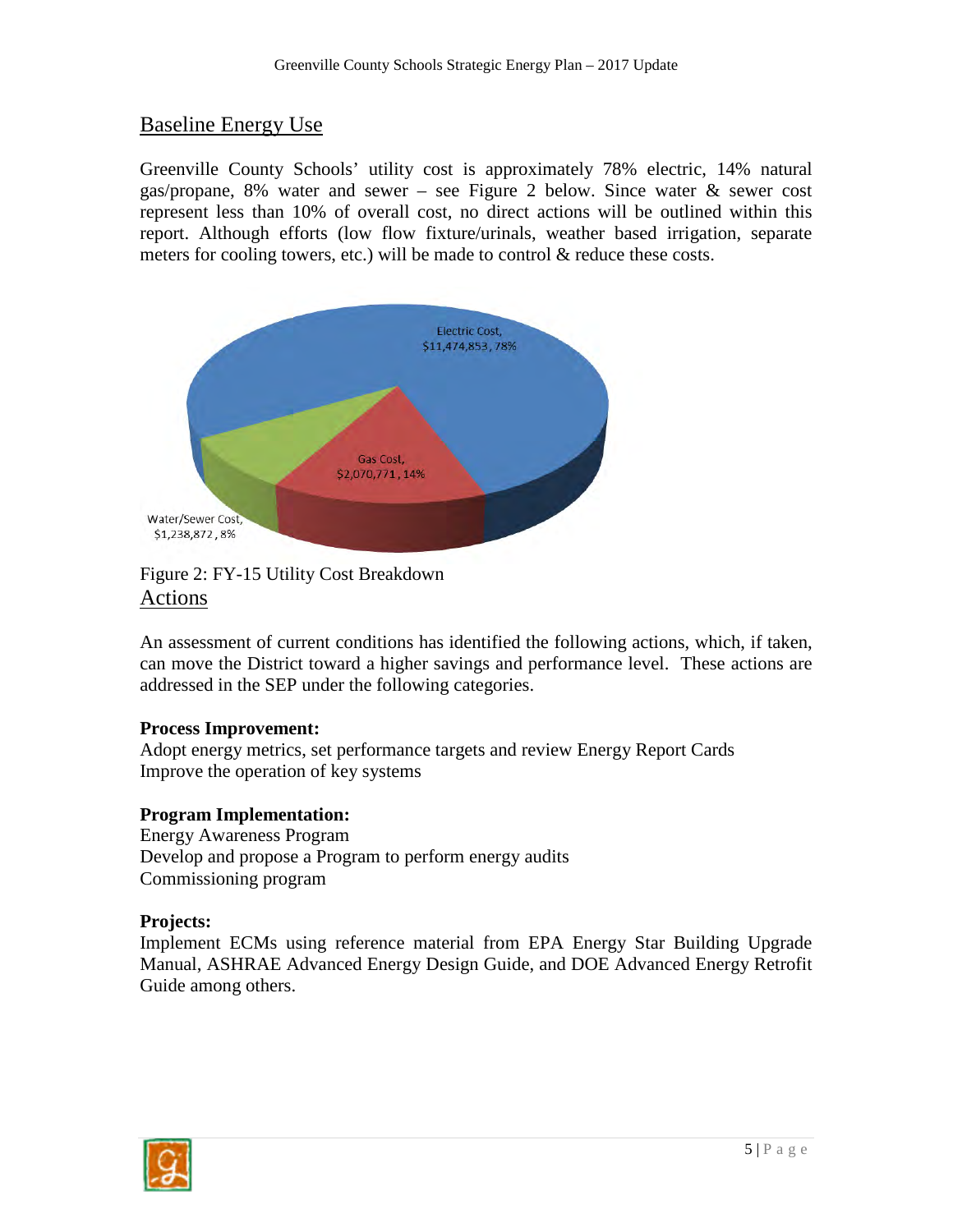## Baseline Energy Use

Greenville County Schools' utility cost is approximately 78% electric, 14% natural gas/propane, 8% water and sewer – see Figure 2 below. Since water & sewer cost represent less than 10% of overall cost, no direct actions will be outlined within this report. Although efforts (low flow fixture/urinals, weather based irrigation, separate meters for cooling towers, etc.) will be made to control & reduce these costs.

Electric Cost, $11,474,853, 78%

Gas Cost, $2,070,771, 14%

Water/Sewer Cost, $1,238,872, 8%

Figure 2: FY-15 Utility Cost Breakdown

## Actions

An assessment of current conditions has identified the following actions, which, if taken, can move the District toward a higher savings and performance level. These actions are addressed in the SEP under the following categories.

**Process Improvement:**
Adopt energy metrics, set performance targets and review Energy Report Cards
Improve the operation of key systems

**Program Implementation:**
Energy Awareness Program
Develop and propose a Program to perform energy audits
Commissioning program

**Projects:**
Implement ECMs using reference material from EPA Energy Star Building Upgrade Manual, ASHRAE Advanced Energy Design Guide, and DOE Advanced Energy Retrofit Guide among others.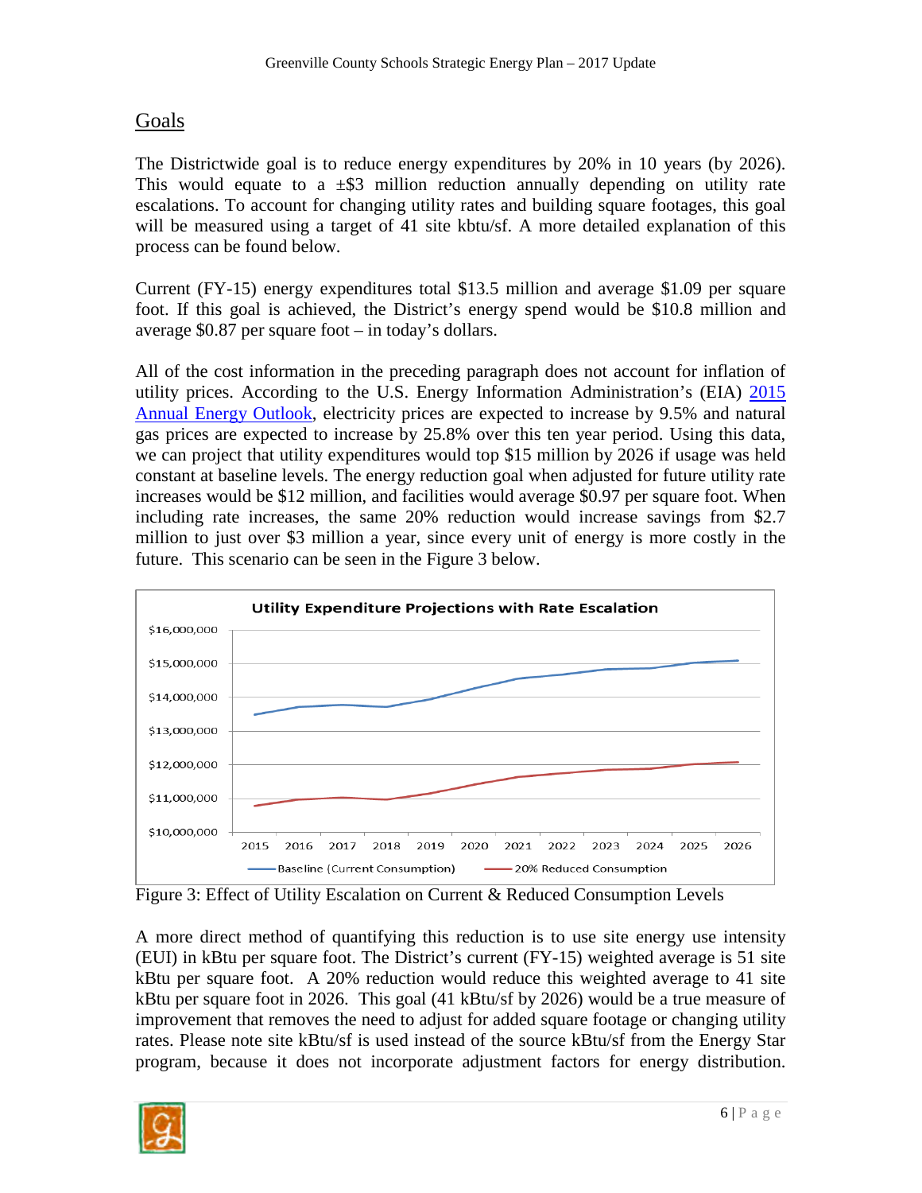## Goals

The Districtwide goal is to reduce energy expenditures by 20% in 10 years (by 2026). This would equate to a ±$3 million reduction annually depending on utility rate escalations. To account for changing utility rates and building square footages, this goal will be measured using a target of 41 site kbtu/sf. A more detailed explanation of this process can be found below.

Current (FY-15) energy expenditures total $13.5 million and average $1.09 per square foot. If this goal is achieved, the District's energy spend would be $10.8 million and average $0.87 per square foot – in today's dollars.

All of the cost information in the preceding paragraph does not account for inflation of utility prices. According to the U.S. Energy Information Administration's (EIA) [2015 Annual Energy Outlook](), electricity prices are expected to increase by 9.5% and natural gas prices are expected to increase by 25.8% over this ten year period. Using this data, we can project that utility expenditures would top $15 million by 2026 if usage was held constant at baseline levels. The energy reduction goal when adjusted for future utility rate increases would be $12 million, and facilities would average $0.97 per square foot. When including rate increases, the same 20% reduction would increase savings from $2.7 million to just over $3 million a year, since every unit of energy is more costly in the future. This scenario can be seen in the Figure 3 below.

**Utility Expenditure Projections with Rate Escalation**

Figure 3: Effect of Utility Escalation on Current & Reduced Consumption Levels

A more direct method of quantifying this reduction is to use site energy use intensity (EUI) in kBtu per square foot. The District's current (FY-15) weighted average is 51 site kBtu per square foot. A 20% reduction would reduce this weighted average to 41 site kBtu per square foot in 2026. This goal (41 kBtu/sf by 2026) would be a true measure of improvement that removes the need to adjust for added square footage or changing utility rates. Please note site kBtu/sf is used instead of the source kBtu/sf from the Energy Star program, because it does not incorporate adjustment factors for energy distribution.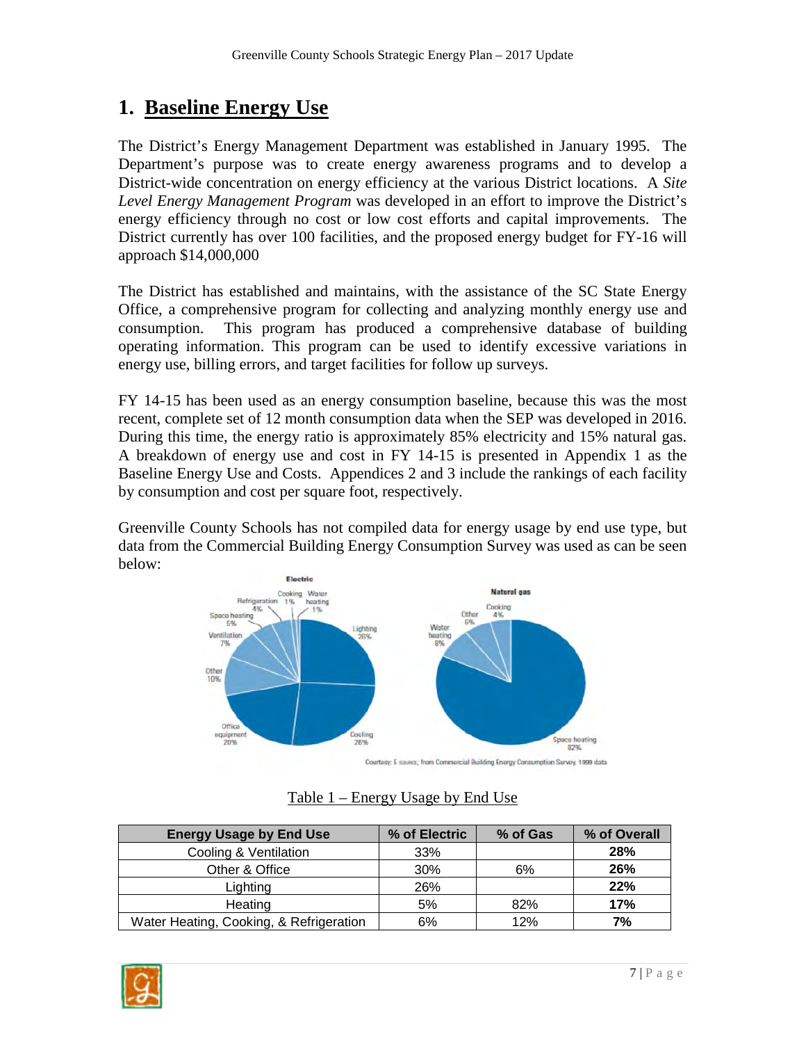# 1. Baseline Energy Use

The District's Energy Management Department was established in January 1995. The Department's purpose was to create energy awareness programs and to develop a District-wide concentration on energy efficiency at the various District locations. A *Site Level Energy Management Program* was developed in an effort to improve the District's energy efficiency through no cost or low cost efforts and capital improvements. The District currently has over 100 facilities, and the proposed energy budget for FY-16 will approach $14,000,000

The District has established and maintains, with the assistance of the SC State Energy Office, a comprehensive program for collecting and analyzing monthly energy use and consumption. This program has produced a comprehensive database of building operating information. This program can be used to identify excessive variations in energy use, billing errors, and target facilities for follow up surveys.

FY 14-15 has been used as an energy consumption baseline, because this was the most recent, complete set of 12 month consumption data when the SEP was developed in 2016. During this time, the energy ratio is approximately 85% electricity and 15% natural gas. A breakdown of energy use and cost in FY 14-15 is presented in Appendix 1 as the Baseline Energy Use and Costs. Appendices 2 and 3 include the rankings of each facility by consumption and cost per square foot, respectively.

Greenville County Schools has not compiled data for energy usage by end use type, but data from the Commercial Building Energy Consumption Survey was used as can be seen below:

Electric

Cooking 1%
Water heating 1%
Refrigeration 4%
Space heating 5%
Ventilation 7%
Other 10%
Office equipment 20%
Cooling 26%
Lighting 26%

Natural gas

Cooking 4%
Other 6%
Water heating 8%
Space heating 82%

Courtesy: E source; from Commercial Building Energy Consumption Survey, 1999 data

Table 1 – Energy Usage by End Use

| Energy Usage by End Use | % of Electric | % of Gas | % of Overall |
|---|---|---|---|
| Cooling & Ventilation | 33% | | **28%** |
| Other & Office | 30% | 6% | **26%** |
| Lighting | 26% | | **22%** |
| Heating | 5% | 82% | **17%** |
| Water Heating, Cooking, & Refrigeration | 6% | 12% | **7%** |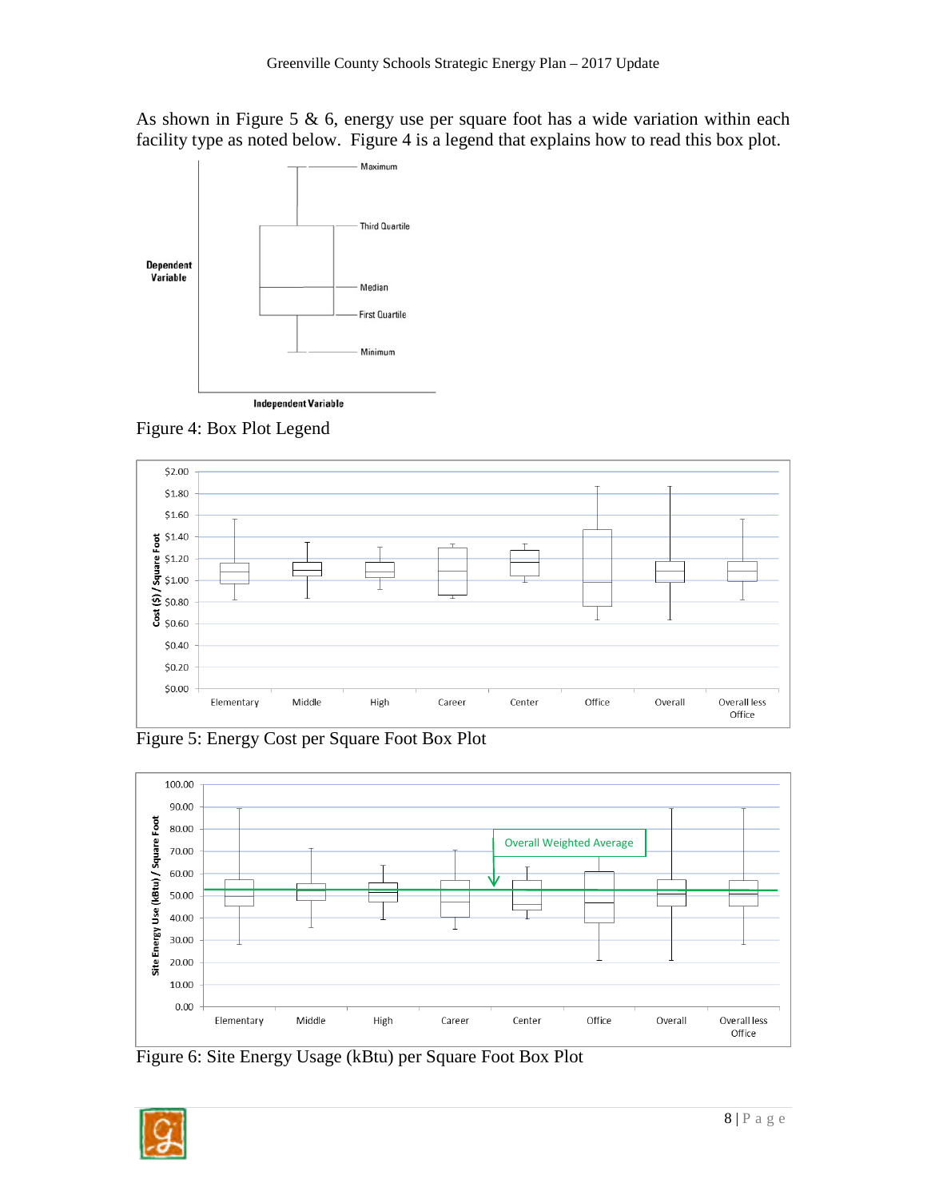As shown in Figure 5 & 6, energy use per square foot has a wide variation within each facility type as noted below. Figure 4 is a legend that explains how to read this box plot.

Maximum
Third Quartile
Median
First Quartile
Minimum
Dependent Variable
Independent Variable

Figure 4: Box Plot Legend

$2.00
$1.80
$1.60
$1.40
$1.20
$1.00
$0.80
$0.60
$0.40
$0.20
$0.00
Cost ($) / Square Foot
Elementary
Middle
High
Career
Center
Office
Overall
Overall less Office

Figure 5: Energy Cost per Square Foot Box Plot

100.00
90.00
80.00
70.00
60.00
50.00
40.00
30.00
20.00
10.00
0.00
Site Energy Use (kBtu) / Square Foot
Overall Weighted Average
Elementary
Middle
High
Career
Center
Office
Overall
Overall less Office

Figure 6: Site Energy Usage (kBtu) per Square Foot Box Plot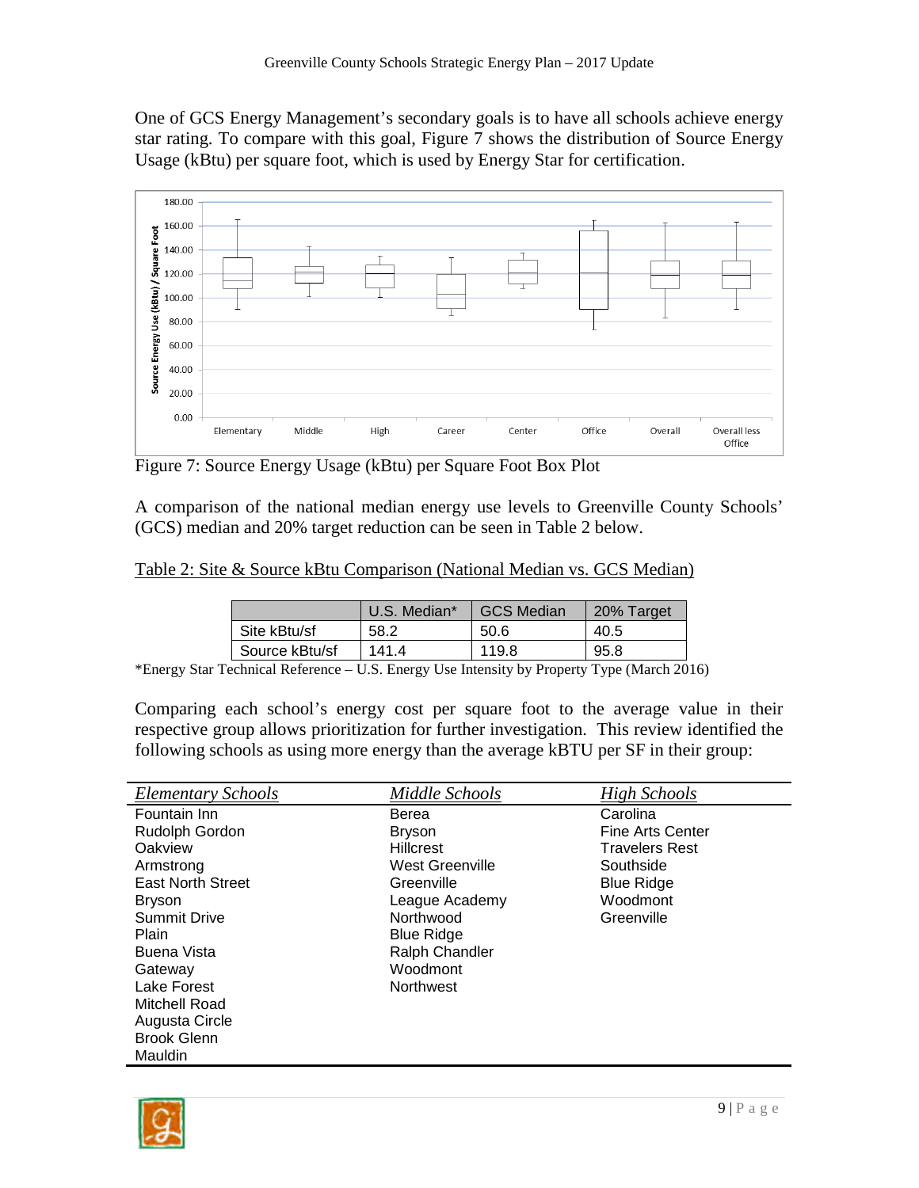One of GCS Energy Management's secondary goals is to have all schools achieve energy star rating. To compare with this goal, Figure 7 shows the distribution of Source Energy Usage (kBtu) per square foot, which is used by Energy Star for certification.

Source Energy Use (kBtu) / Square Foot

180.00
160.00
140.00
120.00
100.00
80.00
60.00
40.00
20.00
0.00

Elementary
Middle
High
Career
Center
Office
Overall
Overall less Office

Figure 7: Source Energy Usage (kBtu) per Square Foot Box Plot

A comparison of the national median energy use levels to Greenville County Schools' (GCS) median and 20% target reduction can be seen in Table 2 below.

Table 2: Site & Source kBtu Comparison (National Median vs. GCS Median)

| | U.S. Median* | GCS Median | 20% Target |
|---|---|---|---|
| Site kBtu/sf | 58.2 | 50.6 | 40.5 |
| Source kBtu/sf | 141.4 | 119.8 | 95.8 |

*Energy Star Technical Reference – U.S. Energy Use Intensity by Property Type (March 2016)

Comparing each school's energy cost per square foot to the average value in their respective group allows prioritization for further investigation. This review identified the following schools as using more energy than the average kBTU per SF in their group:

| *Elementary Schools* | *Middle Schools* | *High Schools* |
|---|---|---|
| Fountain Inn | Berea | Carolina |
| Rudolph Gordon | Bryson | Fine Arts Center |
| Oakview | Hillcrest | Travelers Rest |
| Armstrong | West Greenville | Southside |
| East North Street | Greenville | Blue Ridge |
| Bryson | League Academy | Woodmont |
| Summit Drive | Northwood | Greenville |
| Plain | Blue Ridge | |
| Buena Vista | Ralph Chandler | |
| Gateway | Woodmont | |
| Lake Forest | Northwest | |
| Mitchell Road | | |
| Augusta Circle | | |
| Brook Glenn | | |
| Mauldin | | |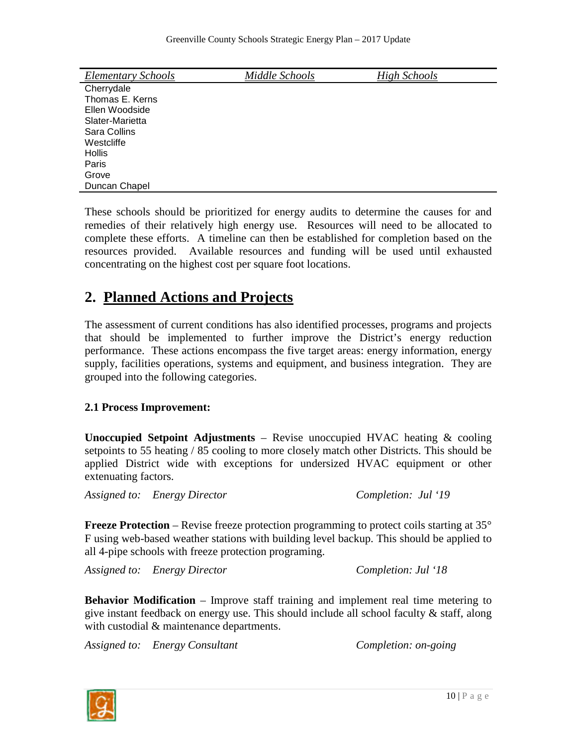| *Elementary Schools* | *Middle Schools* | *High Schools* |
|---|---|---|
| Cherrydale | | |
| Thomas E. Kerns | | |
| Ellen Woodside | | |
| Slater-Marietta | | |
| Sara Collins | | |
| Westcliffe | | |
| Hollis | | |
| Paris | | |
| Grove | | |
| Duncan Chapel | | |

These schools should be prioritized for energy audits to determine the causes for and remedies of their relatively high energy use. Resources will need to be allocated to complete these efforts. A timeline can then be established for completion based on the resources provided. Available resources and funding will be used until exhausted concentrating on the highest cost per square foot locations.

# 2. Planned Actions and Projects

The assessment of current conditions has also identified processes, programs and projects that should be implemented to further improve the District's energy reduction performance. These actions encompass the five target areas: energy information, energy supply, facilities operations, systems and equipment, and business integration. They are grouped into the following categories.

### 2.1 Process Improvement:

**Unoccupied Setpoint Adjustments** – Revise unoccupied HVAC heating & cooling setpoints to 55 heating / 85 cooling to more closely match other Districts. This should be applied District wide with exceptions for undersized HVAC equipment or other extenuating factors.

*Assigned to: Energy Director* *Completion: Jul '19*

**Freeze Protection** – Revise freeze protection programming to protect coils starting at 35° F using web-based weather stations with building level backup. This should be applied to all 4-pipe schools with freeze protection programing.

*Assigned to: Energy Director* *Completion: Jul '18*

**Behavior Modification** – Improve staff training and implement real time metering to give instant feedback on energy use. This should include all school faculty & staff, along with custodial & maintenance departments.

*Assigned to: Energy Consultant* *Completion: on-going*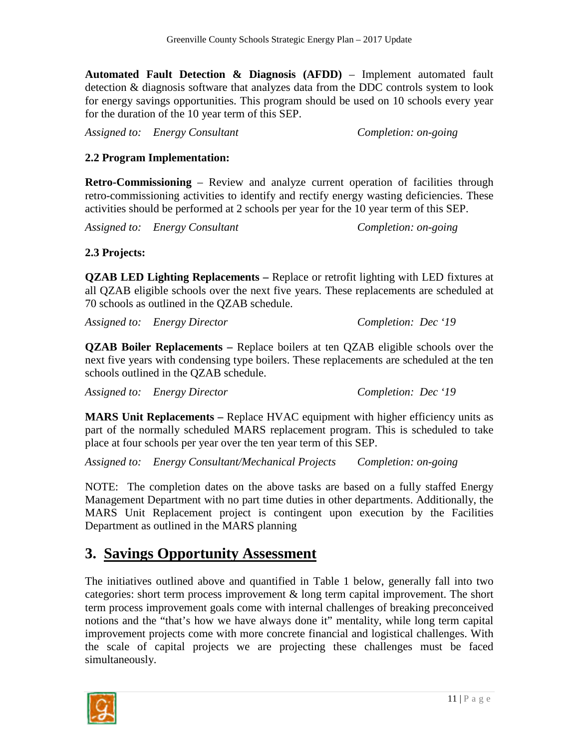**Automated Fault Detection & Diagnosis (AFDD)** – Implement automated fault detection & diagnosis software that analyzes data from the DDC controls system to look for energy savings opportunities. This program should be used on 10 schools every year for the duration of the 10 year term of this SEP.

*Assigned to: Energy Consultant* *Completion: on-going*

### 2.2 Program Implementation:

**Retro-Commissioning** – Review and analyze current operation of facilities through retro-commissioning activities to identify and rectify energy wasting deficiencies. These activities should be performed at 2 schools per year for the 10 year term of this SEP.

*Assigned to: Energy Consultant* *Completion: on-going*

### 2.3 Projects:

**QZAB LED Lighting Replacements –** Replace or retrofit lighting with LED fixtures at all QZAB eligible schools over the next five years. These replacements are scheduled at 70 schools as outlined in the QZAB schedule.

*Assigned to: Energy Director* *Completion: Dec '19*

**QZAB Boiler Replacements –** Replace boilers at ten QZAB eligible schools over the next five years with condensing type boilers. These replacements are scheduled at the ten schools outlined in the QZAB schedule.

*Assigned to: Energy Director* *Completion: Dec '19*

**MARS Unit Replacements –** Replace HVAC equipment with higher efficiency units as part of the normally scheduled MARS replacement program. This is scheduled to take place at four schools per year over the ten year term of this SEP.

*Assigned to: Energy Consultant/Mechanical Projects* *Completion: on-going*

NOTE: The completion dates on the above tasks are based on a fully staffed Energy Management Department with no part time duties in other departments. Additionally, the MARS Unit Replacement project is contingent upon execution by the Facilities Department as outlined in the MARS planning

# 3. Savings Opportunity Assessment

The initiatives outlined above and quantified in Table 1 below, generally fall into two categories: short term process improvement & long term capital improvement. The short term process improvement goals come with internal challenges of breaking preconceived notions and the "that's how we have always done it" mentality, while long term capital improvement projects come with more concrete financial and logistical challenges. With the scale of capital projects we are projecting these challenges must be faced simultaneously.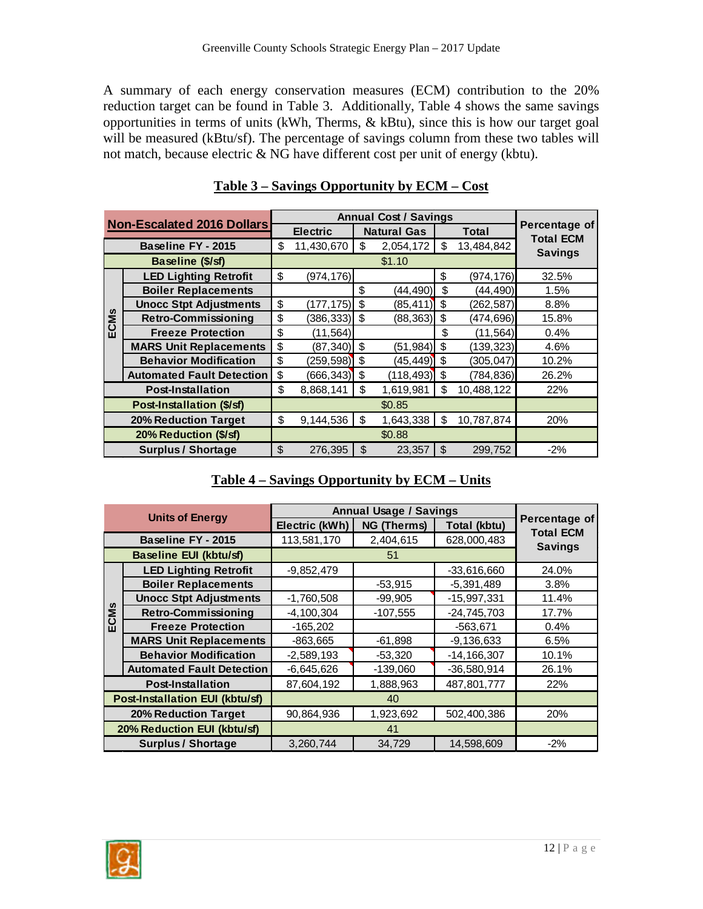A summary of each energy conservation measures (ECM) contribution to the 20% reduction target can be found in Table 3. Additionally, Table 4 shows the same savings opportunities in terms of units (kWh, Therms, & kBtu), since this is how our target goal will be measured (kBtu/sf). The percentage of savings column from these two tables will not match, because electric & NG have different cost per unit of energy (kbtu).

## Table 3 – Savings Opportunity by ECM – Cost

| Non-Escalated 2016 Dollars | | Annual Cost / Savings | | | Percentage of Total ECM Savings |
|---|---|---|---|---|---|
| | | Electric | Natural Gas | Total | |
| Baseline FY - 2015 | | $ 11,430,670 | $ 2,054,172 | $ 13,484,842 | |
| Baseline ($/sf) | | $1.10 | | | |
| ECMs | LED Lighting Retrofit | $ (974,176) | | $ (974,176) | 32.5% |
| | Boiler Replacements | | $ (44,490) | $ (44,490) | 1.5% |
| | Unocc Stpt Adjustments | $ (177,175) | $ (85,411) | $ (262,587) | 8.8% |
| | Retro-Commissioning | $ (386,333) | $ (88,363) | $ (474,696) | 15.8% |
| | Freeze Protection | $ (11,564) | | $ (11,564) | 0.4% |
| | MARS Unit Replacements | $ (87,340) | $ (51,984) | $ (139,323) | 4.6% |
| | Behavior Modification | $ (259,598) | $ (45,449) | $ (305,047) | 10.2% |
| | Automated Fault Detection | $ (666,343) | $ (118,493) | $ (784,836) | 26.2% |
| Post-Installation | | $ 8,868,141 | $ 1,619,981 | $ 10,488,122 | 22% |
| Post-Installation ($/sf) | | $0.85 | | | |
| 20% Reduction Target | | $ 9,144,536 | $ 1,643,338 | $ 10,787,874 | 20% |
| 20% Reduction ($/sf) | | $0.88 | | | |
| Surplus / Shortage | | $ 276,395 | $ 23,357 | $ 299,752 | -2% |

## Table 4 – Savings Opportunity by ECM – Units

| Units of Energy | | Annual Usage / Savings | | | Percentage of Total ECM Savings |
|---|---|---|---|---|---|
| | | Electric (kWh) | NG (Therms) | Total (kbtu) | |
| Baseline FY - 2015 | | 113,581,170 | 2,404,615 | 628,000,483 | |
| Baseline EUI (kbtu/sf) | | 51 | | | |
| ECMs | LED Lighting Retrofit | -9,852,479 | | -33,616,660 | 24.0% |
| | Boiler Replacements | | -53,915 | -5,391,489 | 3.8% |
| | Unocc Stpt Adjustments | -1,760,508 | -99,905 | -15,997,331 | 11.4% |
| | Retro-Commissioning | -4,100,304 | -107,555 | -24,745,703 | 17.7% |
| | Freeze Protection | -165,202 | | -563,671 | 0.4% |
| | MARS Unit Replacements | -863,665 | -61,898 | -9,136,633 | 6.5% |
| | Behavior Modification | -2,589,193 | -53,320 | -14,166,307 | 10.1% |
| | Automated Fault Detection | -6,645,626 | -139,060 | -36,580,914 | 26.1% |
| Post-Installation | | 87,604,192 | 1,888,963 | 487,801,777 | 22% |
| Post-Installation EUI (kbtu/sf) | | 40 | | | |
| 20% Reduction Target | | 90,864,936 | 1,923,692 | 502,400,386 | 20% |
| 20% Reduction EUI (kbtu/sf) | | 41 | | | |
| Surplus / Shortage | | 3,260,744 | 34,729 | 14,598,609 | -2% |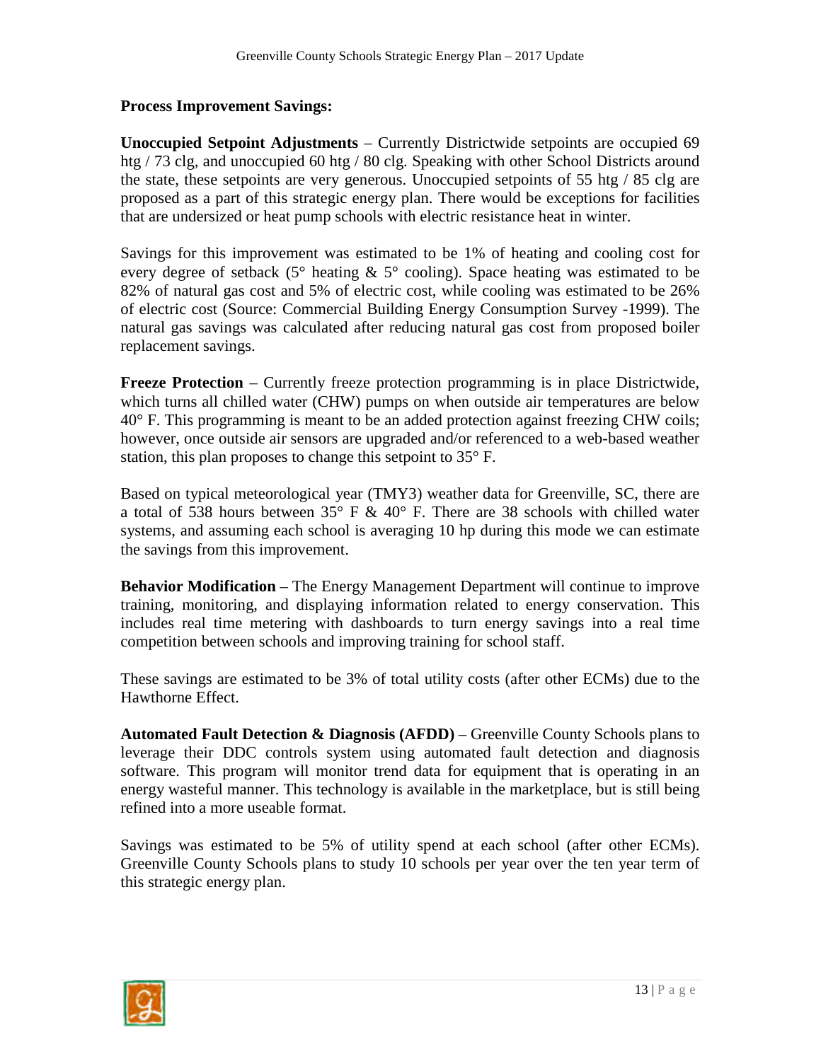**Process Improvement Savings:**

**Unoccupied Setpoint Adjustments** – Currently Districtwide setpoints are occupied 69 htg / 73 clg, and unoccupied 60 htg / 80 clg. Speaking with other School Districts around the state, these setpoints are very generous. Unoccupied setpoints of 55 htg / 85 clg are proposed as a part of this strategic energy plan. There would be exceptions for facilities that are undersized or heat pump schools with electric resistance heat in winter.

Savings for this improvement was estimated to be 1% of heating and cooling cost for every degree of setback (5° heating & 5° cooling). Space heating was estimated to be 82% of natural gas cost and 5% of electric cost, while cooling was estimated to be 26% of electric cost (Source: Commercial Building Energy Consumption Survey -1999). The natural gas savings was calculated after reducing natural gas cost from proposed boiler replacement savings.

**Freeze Protection** – Currently freeze protection programming is in place Districtwide, which turns all chilled water (CHW) pumps on when outside air temperatures are below 40° F. This programming is meant to be an added protection against freezing CHW coils; however, once outside air sensors are upgraded and/or referenced to a web-based weather station, this plan proposes to change this setpoint to 35° F.

Based on typical meteorological year (TMY3) weather data for Greenville, SC, there are a total of 538 hours between 35° F & 40° F. There are 38 schools with chilled water systems, and assuming each school is averaging 10 hp during this mode we can estimate the savings from this improvement.

**Behavior Modification** – The Energy Management Department will continue to improve training, monitoring, and displaying information related to energy conservation. This includes real time metering with dashboards to turn energy savings into a real time competition between schools and improving training for school staff.

These savings are estimated to be 3% of total utility costs (after other ECMs) due to the Hawthorne Effect.

**Automated Fault Detection & Diagnosis (AFDD)** – Greenville County Schools plans to leverage their DDC controls system using automated fault detection and diagnosis software. This program will monitor trend data for equipment that is operating in an energy wasteful manner. This technology is available in the marketplace, but is still being refined into a more useable format.

Savings was estimated to be 5% of utility spend at each school (after other ECMs). Greenville County Schools plans to study 10 schools per year over the ten year term of this strategic energy plan.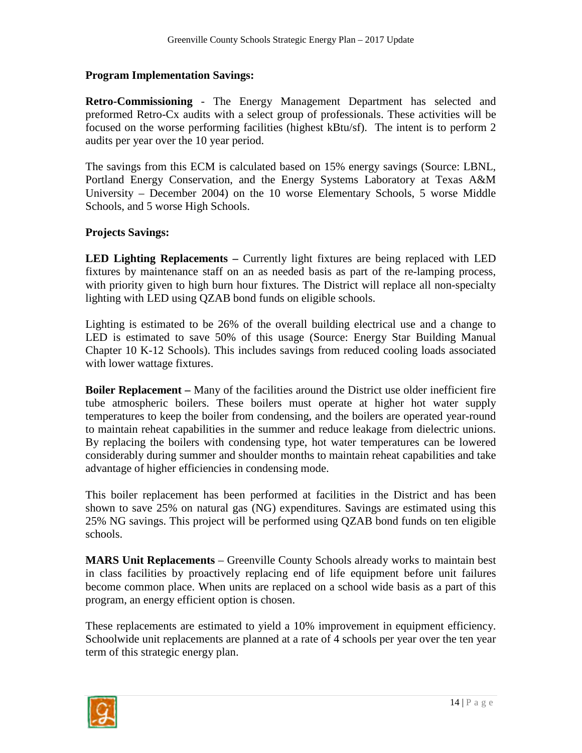**Program Implementation Savings:**

**Retro-Commissioning** - The Energy Management Department has selected and preformed Retro-Cx audits with a select group of professionals. These activities will be focused on the worse performing facilities (highest kBtu/sf). The intent is to perform 2 audits per year over the 10 year period.

The savings from this ECM is calculated based on 15% energy savings (Source: LBNL, Portland Energy Conservation, and the Energy Systems Laboratory at Texas A&M University – December 2004) on the 10 worse Elementary Schools, 5 worse Middle Schools, and 5 worse High Schools.

**Projects Savings:**

**LED Lighting Replacements –** Currently light fixtures are being replaced with LED fixtures by maintenance staff on an as needed basis as part of the re-lamping process, with priority given to high burn hour fixtures. The District will replace all non-specialty lighting with LED using QZAB bond funds on eligible schools.

Lighting is estimated to be 26% of the overall building electrical use and a change to LED is estimated to save 50% of this usage (Source: Energy Star Building Manual Chapter 10 K-12 Schools). This includes savings from reduced cooling loads associated with lower wattage fixtures.

**Boiler Replacement –** Many of the facilities around the District use older inefficient fire tube atmospheric boilers. These boilers must operate at higher hot water supply temperatures to keep the boiler from condensing, and the boilers are operated year-round to maintain reheat capabilities in the summer and reduce leakage from dielectric unions. By replacing the boilers with condensing type, hot water temperatures can be lowered considerably during summer and shoulder months to maintain reheat capabilities and take advantage of higher efficiencies in condensing mode.

This boiler replacement has been performed at facilities in the District and has been shown to save 25% on natural gas (NG) expenditures. Savings are estimated using this 25% NG savings. This project will be performed using QZAB bond funds on ten eligible schools.

**MARS Unit Replacements** – Greenville County Schools already works to maintain best in class facilities by proactively replacing end of life equipment before unit failures become common place. When units are replaced on a school wide basis as a part of this program, an energy efficient option is chosen.

These replacements are estimated to yield a 10% improvement in equipment efficiency. Schoolwide unit replacements are planned at a rate of 4 schools per year over the ten year term of this strategic energy plan.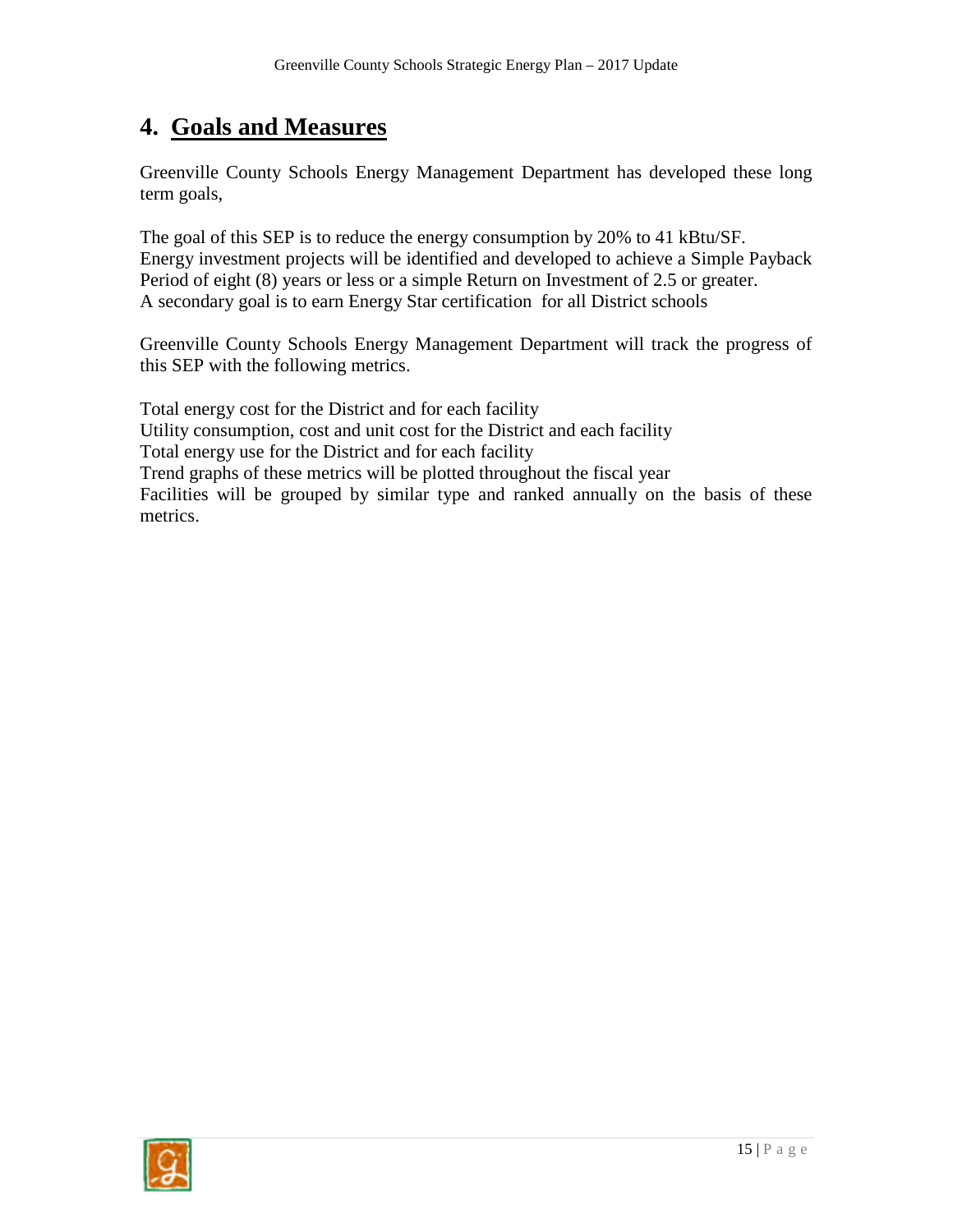# 4. Goals and Measures

Greenville County Schools Energy Management Department has developed these long term goals,

The goal of this SEP is to reduce the energy consumption by 20% to 41 kBtu/SF.
Energy investment projects will be identified and developed to achieve a Simple Payback Period of eight (8) years or less or a simple Return on Investment of 2.5 or greater.
A secondary goal is to earn Energy Star certification for all District schools

Greenville County Schools Energy Management Department will track the progress of this SEP with the following metrics.

Total energy cost for the District and for each facility
Utility consumption, cost and unit cost for the District and each facility
Total energy use for the District and for each facility
Trend graphs of these metrics will be plotted throughout the fiscal year
Facilities will be grouped by similar type and ranked annually on the basis of these metrics.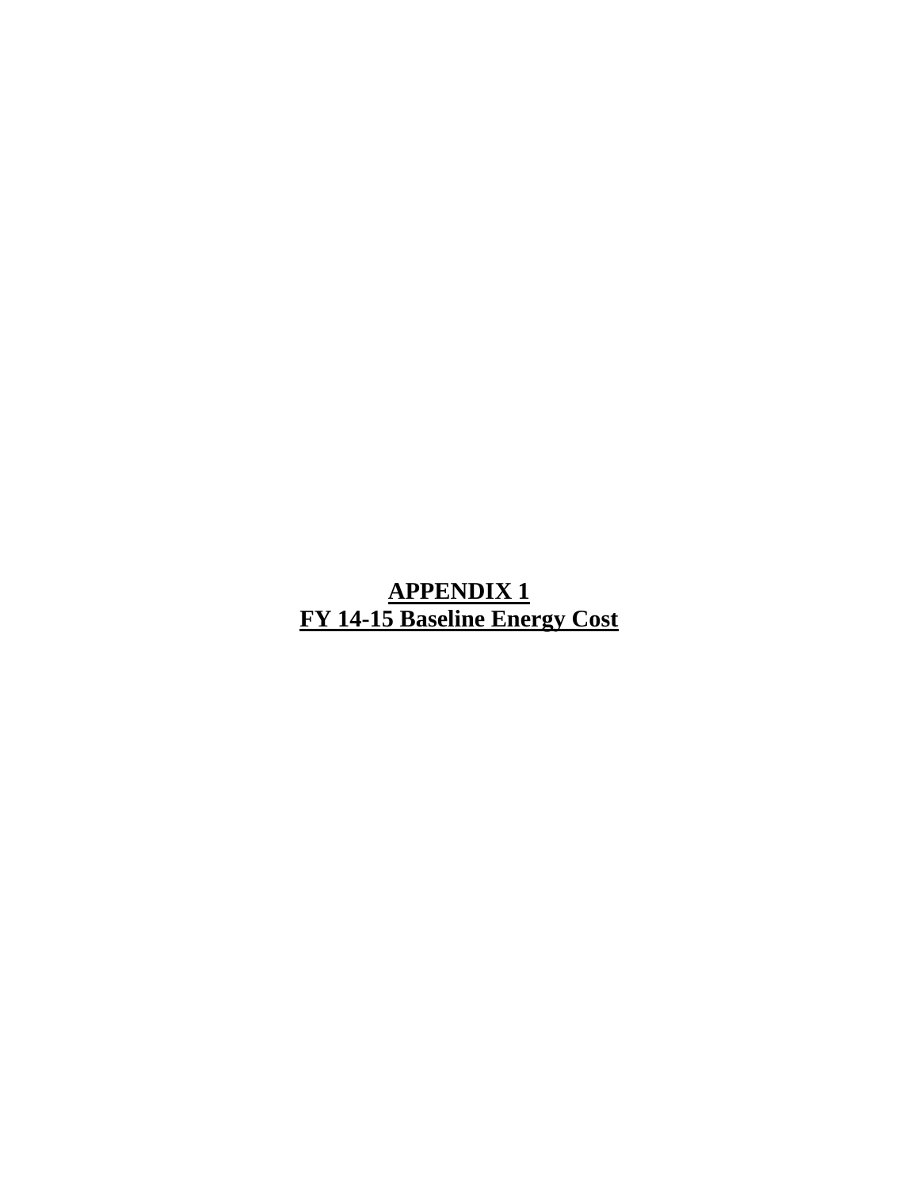# APPENDIX 1
# FY 14-15 Baseline Energy Cost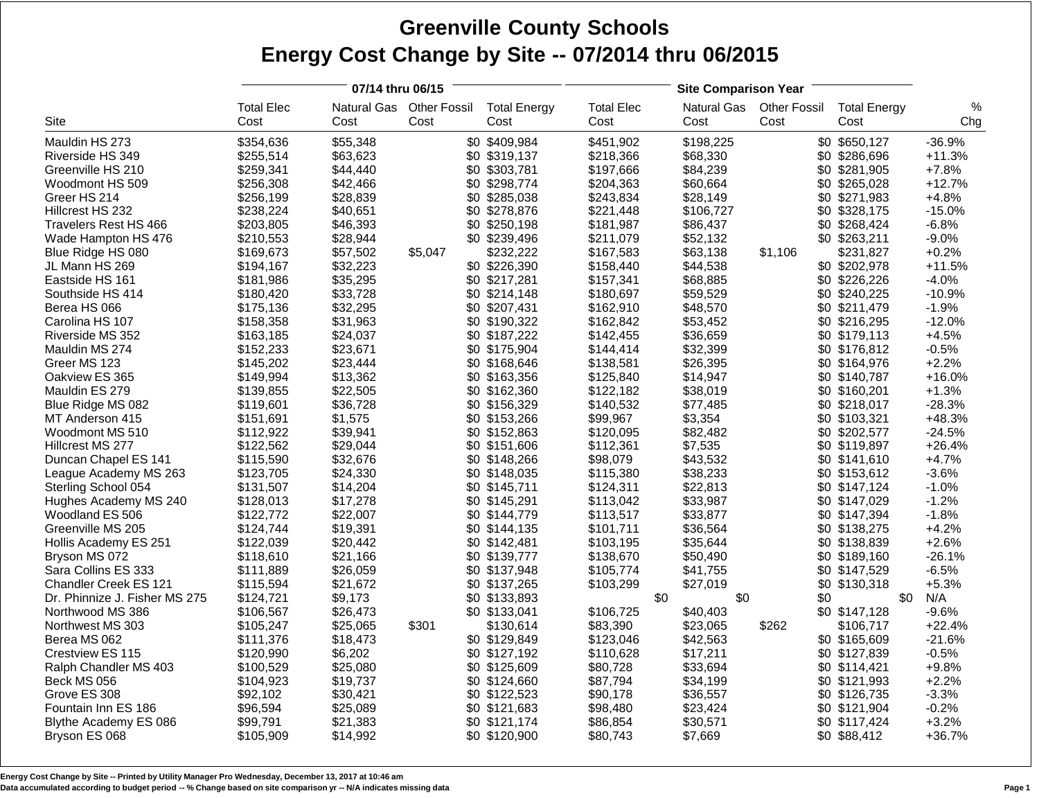# Greenville County Schools

## Energy Cost Change by Site -- 07/2014 thru 06/2015

| | 07/14 thru 06/15 | | | | Site Comparison Year | | | | |
|---|---|---|---|---|---|---|---|---|---|
| Site | Total Elec Cost | Natural Gas Cost | Other Fossil Cost | Total Energy Cost | Total Elec Cost | Natural Gas Cost | Other Fossil Cost | Total Energy Cost | % Chg |
| Mauldin HS 273 | $354,636 | $55,348 | $0 | $409,984 | $451,902 | $198,225 | $0 | $650,127 | -36.9% |
| Riverside HS 349 | $255,514 | $63,623 | $0 | $319,137 | $218,366 | $68,330 | $0 | $286,696 | +11.3% |
| Greenville HS 210 | $259,341 | $44,440 | $0 | $303,781 | $197,666 | $84,239 | $0 | $281,905 | +7.8% |
| Woodmont HS 509 | $256,308 | $42,466 | $0 | $298,774 | $204,363 | $60,664 | $0 | $265,028 | +12.7% |
| Greer HS 214 | $256,199 | $28,839 | $0 | $285,038 | $243,834 | $28,149 | $0 | $271,983 | +4.8% |
| Hillcrest HS 232 | $238,224 | $40,651 | $0 | $278,876 | $221,448 | $106,727 | $0 | $328,175 | -15.0% |
| Travelers Rest HS 466 | $203,805 | $46,393 | $0 | $250,198 | $181,987 | $86,437 | $0 | $268,424 | -6.8% |
| Wade Hampton HS 476 | $210,553 | $28,944 | $0 | $239,496 | $211,079 | $52,132 | $0 | $263,211 | -9.0% |
| Blue Ridge HS 080 | $169,673 | $57,502 | $5,047 | $232,222 | $167,583 | $63,138 | $1,106 | $231,827 | +0.2% |
| JL Mann HS 269 | $194,167 | $32,223 | $0 | $226,390 | $158,440 | $44,538 | $0 | $202,978 | +11.5% |
| Eastside HS 161 | $181,986 | $35,295 | $0 | $217,281 | $157,341 | $68,885 | $0 | $226,226 | -4.0% |
| Southside HS 414 | $180,420 | $33,728 | $0 | $214,148 | $180,697 | $59,529 | $0 | $240,225 | -10.9% |
| Berea HS 066 | $175,136 | $32,295 | $0 | $207,431 | $162,910 | $48,570 | $0 | $211,479 | -1.9% |
| Carolina HS 107 | $158,358 | $31,963 | $0 | $190,322 | $162,842 | $53,452 | $0 | $216,295 | -12.0% |
| Riverside MS 352 | $163,185 | $24,037 | $0 | $187,222 | $142,455 | $36,659 | $0 | $179,113 | +4.5% |
| Mauldin MS 274 | $152,233 | $23,671 | $0 | $175,904 | $144,414 | $32,399 | $0 | $176,812 | -0.5% |
| Greer MS 123 | $145,202 | $23,444 | $0 | $168,646 | $138,581 | $26,395 | $0 | $164,976 | +2.2% |
| Oakview ES 365 | $149,994 | $13,362 | $0 | $163,356 | $125,840 | $14,947 | $0 | $140,787 | +16.0% |
| Mauldin ES 279 | $139,855 | $22,505 | $0 | $162,360 | $122,182 | $38,019 | $0 | $160,201 | +1.3% |
| Blue Ridge MS 082 | $119,601 | $36,728 | $0 | $156,329 | $140,532 | $77,485 | $0 | $218,017 | -28.3% |
| MT Anderson 415 | $151,691 | $1,575 | $0 | $153,266 | $99,967 | $3,354 | $0 | $103,321 | +48.3% |
| Woodmont MS 510 | $112,922 | $39,941 | $0 | $152,863 | $120,095 | $82,482 | $0 | $202,577 | -24.5% |
| Hillcrest MS 277 | $122,562 | $29,044 | $0 | $151,606 | $112,361 | $7,535 | $0 | $119,897 | +26.4% |
| Duncan Chapel ES 141 | $115,590 | $32,676 | $0 | $148,266 | $98,079 | $43,532 | $0 | $141,610 | +4.7% |
| League Academy MS 263 | $123,705 | $24,330 | $0 | $148,035 | $115,380 | $38,233 | $0 | $153,612 | -3.6% |
| Sterling School 054 | $131,507 | $14,204 | $0 | $145,711 | $124,311 | $22,813 | $0 | $147,124 | -1.0% |
| Hughes Academy MS 240 | $128,013 | $17,278 | $0 | $145,291 | $113,042 | $33,987 | $0 | $147,029 | -1.2% |
| Woodland ES 506 | $122,772 | $22,007 | $0 | $144,779 | $113,517 | $33,877 | $0 | $147,394 | -1.8% |
| Greenville MS 205 | $124,744 | $19,391 | $0 | $144,135 | $101,711 | $36,564 | $0 | $138,275 | +4.2% |
| Hollis Academy ES 251 | $122,039 | $20,442 | $0 | $142,481 | $103,195 | $35,644 | $0 | $138,839 | +2.6% |
| Bryson MS 072 | $118,610 | $21,166 | $0 | $139,777 | $138,670 | $50,490 | $0 | $189,160 | -26.1% |
| Sara Collins ES 333 | $111,889 | $26,059 | $0 | $137,948 | $105,774 | $41,755 | $0 | $147,529 | -6.5% |
| Chandler Creek ES 121 | $115,594 | $21,672 | $0 | $137,265 | $103,299 | $27,019 | $0 | $130,318 | +5.3% |
| Dr. Phinnize J. Fisher MS 275 | $124,721 | $9,173 | $0 | $133,893 | $0 | $0 | $0 | $0 | N/A |
| Northwood MS 386 | $106,567 | $26,473 | $0 | $133,041 | $106,725 | $40,403 | $0 | $147,128 | -9.6% |
| Northwest MS 303 | $105,247 | $25,065 | $301 | $130,614 | $83,390 | $23,065 | $262 | $106,717 | +22.4% |
| Berea MS 062 | $111,376 | $18,473 | $0 | $129,849 | $123,046 | $42,563 | $0 | $165,609 | -21.6% |
| Crestview ES 115 | $120,990 | $6,202 | $0 | $127,192 | $110,628 | $17,211 | $0 | $127,839 | -0.5% |
| Ralph Chandler MS 403 | $100,529 | $25,080 | $0 | $125,609 | $80,728 | $33,694 | $0 | $114,421 | +9.8% |
| Beck MS 056 | $104,923 | $19,737 | $0 | $124,660 | $87,794 | $34,199 | $0 | $121,993 | +2.2% |
| Grove ES 308 | $92,102 | $30,421 | $0 | $122,523 | $90,178 | $36,557 | $0 | $126,735 | -3.3% |
| Fountain Inn ES 186 | $96,594 | $25,089 | $0 | $121,683 | $98,480 | $23,424 | $0 | $121,904 | -0.2% |
| Blythe Academy ES 086 | $99,791 | $21,383 | $0 | $121,174 | $86,854 | $30,571 | $0 | $117,424 | +3.2% |
| Bryson ES 068 | $105,909 | $14,992 | $0 | $120,900 | $80,743 | $7,669 | $0 | $88,412 | +36.7% |

**Energy Cost Change by Site -- Printed by Utility Manager Pro Wednesday, December 13, 2017 at 10:46 am**

**Data accumulated according to budget period -- % Change based on site comparison yr -- N/A indicates missing data**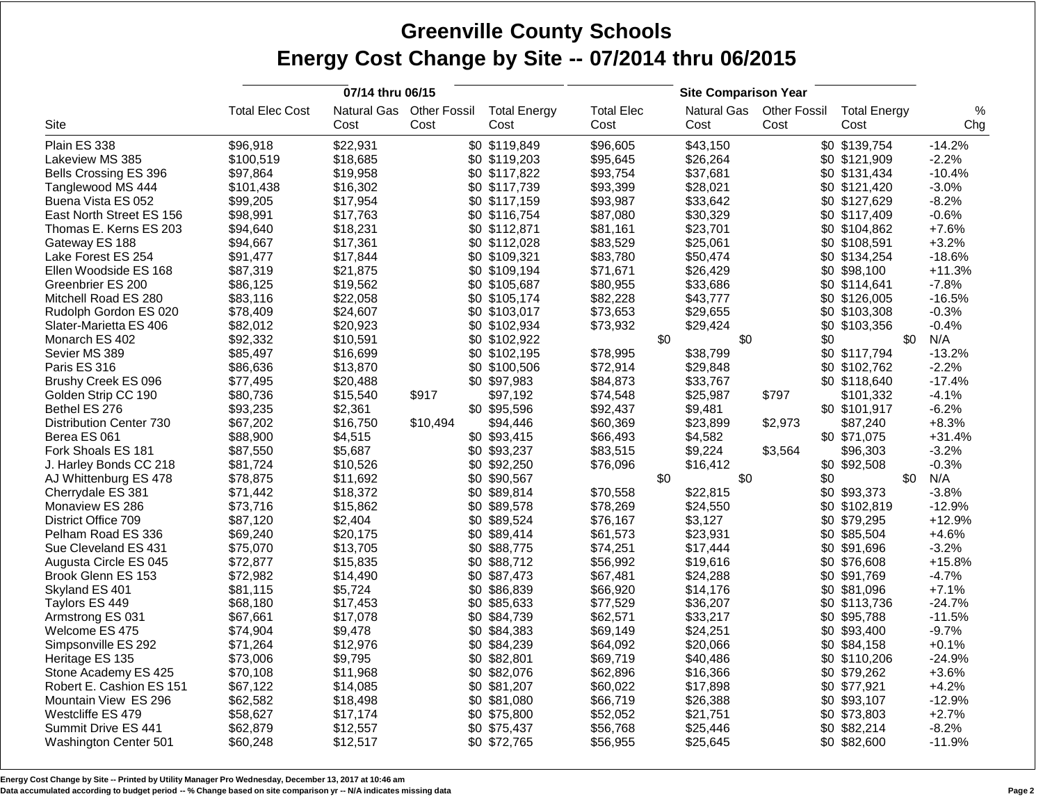# Greenville County Schools

## Energy Cost Change by Site -- 07/2014 thru 06/2015

| | 07/14 thru 06/15 | | | | Site Comparison Year | | | | |
|---|---|---|---|---|---|---|---|---|---|
| Site | Total Elec Cost | Natural Gas Cost | Other Fossil Cost | Total Energy Cost | Total Elec Cost | Natural Gas Cost | Other Fossil Cost | Total Energy Cost | % Chg |
| Plain ES 338 | $96,918 | $22,931 | $0 | $119,849 | $96,605 | $43,150 | $0 | $139,754 | -14.2% |
| Lakeview MS 385 | $100,519 | $18,685 | $0 | $119,203 | $95,645 | $26,264 | $0 | $121,909 | -2.2% |
| Bells Crossing ES 396 | $97,864 | $19,958 | $0 | $117,822 | $93,754 | $37,681 | $0 | $131,434 | -10.4% |
| Tanglewood MS 444 | $101,438 | $16,302 | $0 | $117,739 | $93,399 | $28,021 | $0 | $121,420 | -3.0% |
| Buena Vista ES 052 | $99,205 | $17,954 | $0 | $117,159 | $93,987 | $33,642 | $0 | $127,629 | -8.2% |
| East North Street ES 156 | $98,991 | $17,763 | $0 | $116,754 | $87,080 | $30,329 | $0 | $117,409 | -0.6% |
| Thomas E. Kerns ES 203 | $94,640 | $18,231 | $0 | $112,871 | $81,161 | $23,701 | $0 | $104,862 | +7.6% |
| Gateway ES 188 | $94,667 | $17,361 | $0 | $112,028 | $83,529 | $25,061 | $0 | $108,591 | +3.2% |
| Lake Forest ES 254 | $91,477 | $17,844 | $0 | $109,321 | $83,780 | $50,474 | $0 | $134,254 | -18.6% |
| Ellen Woodside ES 168 | $87,319 | $21,875 | $0 | $109,194 | $71,671 | $26,429 | $0 | $98,100 | +11.3% |
| Greenbrier ES 200 | $86,125 | $19,562 | $0 | $105,687 | $80,955 | $33,686 | $0 | $114,641 | -7.8% |
| Mitchell Road ES 280 | $83,116 | $22,058 | $0 | $105,174 | $82,228 | $43,777 | $0 | $126,005 | -16.5% |
| Rudolph Gordon ES 020 | $78,409 | $24,607 | $0 | $103,017 | $73,653 | $29,655 | $0 | $103,308 | -0.3% |
| Slater-Marietta ES 406 | $82,012 | $20,923 | $0 | $102,934 | $73,932 | $29,424 | $0 | $103,356 | -0.4% |
| Monarch ES 402 | $92,332 | $10,591 | $0 | $102,922 | $0 | $0 | $0 | $0 | N/A |
| Sevier MS 389 | $85,497 | $16,699 | $0 | $102,195 | $78,995 | $38,799 | $0 | $117,794 | -13.2% |
| Paris ES 316 | $86,636 | $13,870 | $0 | $100,506 | $72,914 | $29,848 | $0 | $102,762 | -2.2% |
| Brushy Creek ES 096 | $77,495 | $20,488 | $0 | $97,983 | $84,873 | $33,767 | $0 | $118,640 | -17.4% |
| Golden Strip CC 190 | $80,736 | $15,540 | $917 | $97,192 | $74,548 | $25,987 | $797 | $101,332 | -4.1% |
| Bethel ES 276 | $93,235 | $2,361 | $0 | $95,596 | $92,437 | $9,481 | $0 | $101,917 | -6.2% |
| Distribution Center 730 | $67,202 | $16,750 | $10,494 | $94,446 | $60,369 | $23,899 | $2,973 | $87,240 | +8.3% |
| Berea ES 061 | $88,900 | $4,515 | $0 | $93,415 | $66,493 | $4,582 | $0 | $71,075 | +31.4% |
| Fork Shoals ES 181 | $87,550 | $5,687 | $0 | $93,237 | $83,515 | $9,224 | $3,564 | $96,303 | -3.2% |
| J. Harley Bonds CC 218 | $81,724 | $10,526 | $0 | $92,250 | $76,096 | $16,412 | $0 | $92,508 | -0.3% |
| AJ Whittenburg ES 478 | $78,875 | $11,692 | $0 | $90,567 | $0 | $0 | $0 | $0 | N/A |
| Cherrydale ES 381 | $71,442 | $18,372 | $0 | $89,814 | $70,558 | $22,815 | $0 | $93,373 | -3.8% |
| Monaview ES 286 | $73,716 | $15,862 | $0 | $89,578 | $78,269 | $24,550 | $0 | $102,819 | -12.9% |
| District Office 709 | $87,120 | $2,404 | $0 | $89,524 | $76,167 | $3,127 | $0 | $79,295 | +12.9% |
| Pelham Road ES 336 | $69,240 | $20,175 | $0 | $89,414 | $61,573 | $23,931 | $0 | $85,504 | +4.6% |
| Sue Cleveland ES 431 | $75,070 | $13,705 | $0 | $88,775 | $74,251 | $17,444 | $0 | $91,696 | -3.2% |
| Augusta Circle ES 045 | $72,877 | $15,835 | $0 | $88,712 | $56,992 | $19,616 | $0 | $76,608 | +15.8% |
| Brook Glenn ES 153 | $72,982 | $14,490 | $0 | $87,473 | $67,481 | $24,288 | $0 | $91,769 | -4.7% |
| Skyland ES 401 | $81,115 | $5,724 | $0 | $86,839 | $66,920 | $14,176 | $0 | $81,096 | +7.1% |
| Taylors ES 449 | $68,180 | $17,453 | $0 | $85,633 | $77,529 | $36,207 | $0 | $113,736 | -24.7% |
| Armstrong ES 031 | $67,661 | $17,078 | $0 | $84,739 | $62,571 | $33,217 | $0 | $95,788 | -11.5% |
| Welcome ES 475 | $74,904 | $9,478 | $0 | $84,383 | $69,149 | $24,251 | $0 | $93,400 | -9.7% |
| Simpsonville ES 292 | $71,264 | $12,976 | $0 | $84,239 | $64,092 | $20,066 | $0 | $84,158 | +0.1% |
| Heritage ES 135 | $73,006 | $9,795 | $0 | $82,801 | $69,719 | $40,486 | $0 | $110,206 | -24.9% |
| Stone Academy ES 425 | $70,108 | $11,968 | $0 | $82,076 | $62,896 | $16,366 | $0 | $79,262 | +3.6% |
| Robert E. Cashion ES 151 | $67,122 | $14,085 | $0 | $81,207 | $60,022 | $17,898 | $0 | $77,921 | +4.2% |
| Mountain View ES 296 | $62,582 | $18,498 | $0 | $81,080 | $66,719 | $26,388 | $0 | $93,107 | -12.9% |
| Westcliffe ES 479 | $58,627 | $17,174 | $0 | $75,800 | $52,052 | $21,751 | $0 | $73,803 | +2.7% |
| Summit Drive ES 441 | $62,879 | $12,557 | $0 | $75,437 | $56,768 | $25,446 | $0 | $82,214 | -8.2% |
| Washington Center 501 | $60,248 | $12,517 | $0 | $72,765 | $56,955 | $25,645 | $0 | $82,600 | -11.9% |

**Energy Cost Change by Site -- Printed by Utility Manager Pro Wednesday, December 13, 2017 at 10:46 am**

**Data accumulated according to budget period -- % Change based on site comparison yr -- N/A indicates missing data**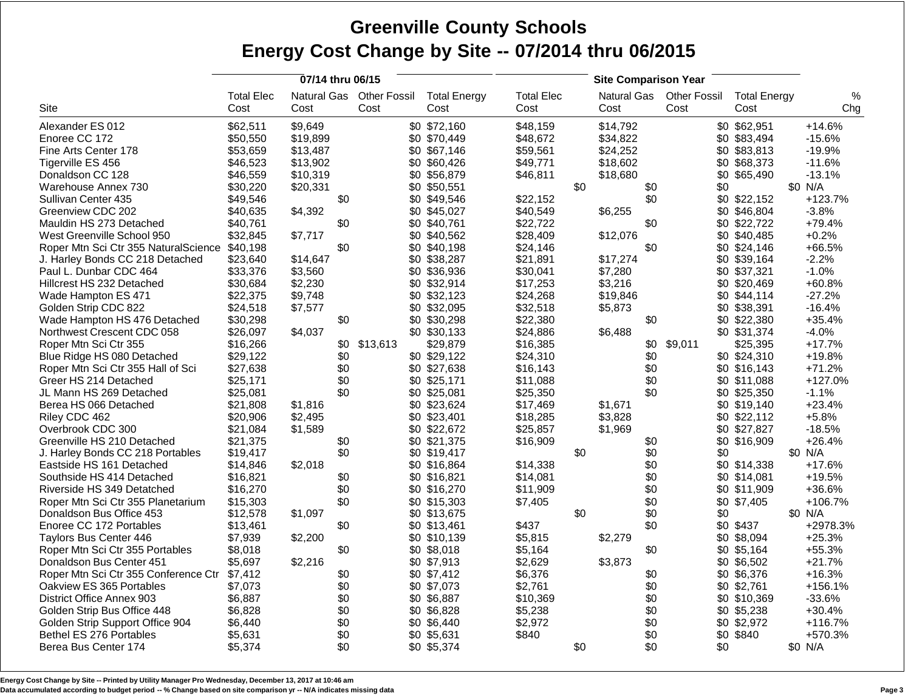# Greenville County Schools

## Energy Cost Change by Site -- 07/2014 thru 06/2015

| | 07/14 thru 06/15 | | | | Site Comparison Year | | | | |
|---|---|---|---|---|---|---|---|---|---|
| Site | Total Elec Cost | Natural Gas Cost | Other Fossil Cost | Total Energy Cost | Total Elec Cost | Natural Gas Cost | Other Fossil Cost | Total Energy Cost | % Chg |
| Alexander ES 012 | $62,511 | $9,649 | $0 | $72,160 | $48,159 | $14,792 | $0 | $62,951 | +14.6% |
| Enoree CC 172 | $50,550 | $19,899 | $0 | $70,449 | $48,672 | $34,822 | $0 | $83,494 | -15.6% |
| Fine Arts Center 178 | $53,659 | $13,487 | $0 | $67,146 | $59,561 | $24,252 | $0 | $83,813 | -19.9% |
| Tigerville ES 456 | $46,523 | $13,902 | $0 | $60,426 | $49,771 | $18,602 | $0 | $68,373 | -11.6% |
| Donaldson CC 128 | $46,559 | $10,319 | $0 | $56,879 | $46,811 | $18,680 | $0 | $65,490 | -13.1% |
| Warehouse Annex 730 | $30,220 | $20,331 | $0 | $50,551 | $0 | $0 | $0 | $0 | N/A |
| Sullivan Center 435 | $49,546 | $0 | $0 | $49,546 | $22,152 | $0 | $0 | $22,152 | +123.7% |
| Greenview CDC 202 | $40,635 | $4,392 | $0 | $45,027 | $40,549 | $6,255 | $0 | $46,804 | -3.8% |
| Mauldin HS 273 Detached | $40,761 | $0 | $0 | $40,761 | $22,722 | $0 | $0 | $22,722 | +79.4% |
| West Greenville School 950 | $32,845 | $7,717 | $0 | $40,562 | $28,409 | $12,076 | $0 | $40,485 | +0.2% |
| Roper Mtn Sci Ctr 355 NaturalScience | $40,198 | $0 | $0 | $40,198 | $24,146 | $0 | $0 | $24,146 | +66.5% |
| J. Harley Bonds CC 218 Detached | $23,640 | $14,647 | $0 | $38,287 | $21,891 | $17,274 | $0 | $39,164 | -2.2% |
| Paul L. Dunbar CDC 464 | $33,376 | $3,560 | $0 | $36,936 | $30,041 | $7,280 | $0 | $37,321 | -1.0% |
| Hillcrest HS 232 Detached | $30,684 | $2,230 | $0 | $32,914 | $17,253 | $3,216 | $0 | $20,469 | +60.8% |
| Wade Hampton ES 471 | $22,375 | $9,748 | $0 | $32,123 | $24,268 | $19,846 | $0 | $44,114 | -27.2% |
| Golden Strip CDC 822 | $24,518 | $7,577 | $0 | $32,095 | $32,518 | $5,873 | $0 | $38,391 | -16.4% |
| Wade Hampton HS 476 Detached | $30,298 | $0 | $0 | $30,298 | $22,380 | $0 | $0 | $22,380 | +35.4% |
| Northwest Crescent CDC 058 | $26,097 | $4,037 | $0 | $30,133 | $24,886 | $6,488 | $0 | $31,374 | -4.0% |
| Roper Mtn Sci Ctr 355 | $16,266 | $0 | $13,613 | $29,879 | $16,385 | $0 | $9,011 | $25,395 | +17.7% |
| Blue Ridge HS 080 Detached | $29,122 | $0 | $0 | $29,122 | $24,310 | $0 | $0 | $24,310 | +19.8% |
| Roper Mtn Sci Ctr 355 Hall of Sci | $27,638 | $0 | $0 | $27,638 | $16,143 | $0 | $0 | $16,143 | +71.2% |
| Greer HS 214 Detached | $25,171 | $0 | $0 | $25,171 | $11,088 | $0 | $0 | $11,088 | +127.0% |
| JL Mann HS 269 Detached | $25,081 | $0 | $0 | $25,081 | $25,350 | $0 | $0 | $25,350 | -1.1% |
| Berea HS 066 Detached | $21,808 | $1,816 | $0 | $23,624 | $17,469 | $1,671 | $0 | $19,140 | +23.4% |
| Riley CDC 462 | $20,906 | $2,495 | $0 | $23,401 | $18,285 | $3,828 | $0 | $22,112 | +5.8% |
| Overbrook CDC 300 | $21,084 | $1,589 | $0 | $22,672 | $25,857 | $1,969 | $0 | $27,827 | -18.5% |
| Greenville HS 210 Detached | $21,375 | $0 | $0 | $21,375 | $16,909 | $0 | $0 | $16,909 | +26.4% |
| J. Harley Bonds CC 218 Portables | $19,417 | $0 | $0 | $19,417 | $0 | $0 | $0 | $0 | N/A |
| Eastside HS 161 Detached | $14,846 | $2,018 | $0 | $16,864 | $14,338 | $0 | $0 | $14,338 | +17.6% |
| Southside HS 414 Detached | $16,821 | $0 | $0 | $16,821 | $14,081 | $0 | $0 | $14,081 | +19.5% |
| Riverside HS 349 Detatched | $16,270 | $0 | $0 | $16,270 | $11,909 | $0 | $0 | $11,909 | +36.6% |
| Roper Mtn Sci Ctr 355 Planetarium | $15,303 | $0 | $0 | $15,303 | $7,405 | $0 | $0 | $7,405 | +106.7% |
| Donaldson Bus Office 453 | $12,578 | $1,097 | $0 | $13,675 | $0 | $0 | $0 | $0 | N/A |
| Enoree CC 172 Portables | $13,461 | $0 | $0 | $13,461 | $437 | $0 | $0 | $437 | +2978.3% |
| Taylors Bus Center 446 | $7,939 | $2,200 | $0 | $10,139 | $5,815 | $2,279 | $0 | $8,094 | +25.3% |
| Roper Mtn Sci Ctr 355 Portables | $8,018 | $0 | $0 | $8,018 | $5,164 | $0 | $0 | $5,164 | +55.3% |
| Donaldson Bus Center 451 | $5,697 | $2,216 | $0 | $7,913 | $2,629 | $3,873 | $0 | $6,502 | +21.7% |
| Roper Mtn Sci Ctr 355 Conference Ctr | $7,412 | $0 | $0 | $7,412 | $6,376 | $0 | $0 | $6,376 | +16.3% |
| Oakview ES 365 Portables | $7,073 | $0 | $0 | $7,073 | $2,761 | $0 | $0 | $2,761 | +156.1% |
| District Office Annex 903 | $6,887 | $0 | $0 | $6,887 | $10,369 | $0 | $0 | $10,369 | -33.6% |
| Golden Strip Bus Office 448 | $6,828 | $0 | $0 | $6,828 | $5,238 | $0 | $0 | $5,238 | +30.4% |
| Golden Strip Support Office 904 | $6,440 | $0 | $0 | $6,440 | $2,972 | $0 | $0 | $2,972 | +116.7% |
| Bethel ES 276 Portables | $5,631 | $0 | $0 | $5,631 | $840 | $0 | $0 | $840 | +570.3% |
| Berea Bus Center 174 | $5,374 | $0 | $0 | $5,374 | $0 | $0 | $0 | $0 | N/A |

**Energy Cost Change by Site -- Printed by Utility Manager Pro Wednesday, December 13, 2017 at 10:46 am**

**Data accumulated according to budget period -- % Change based on site comparison yr -- N/A indicates missing data**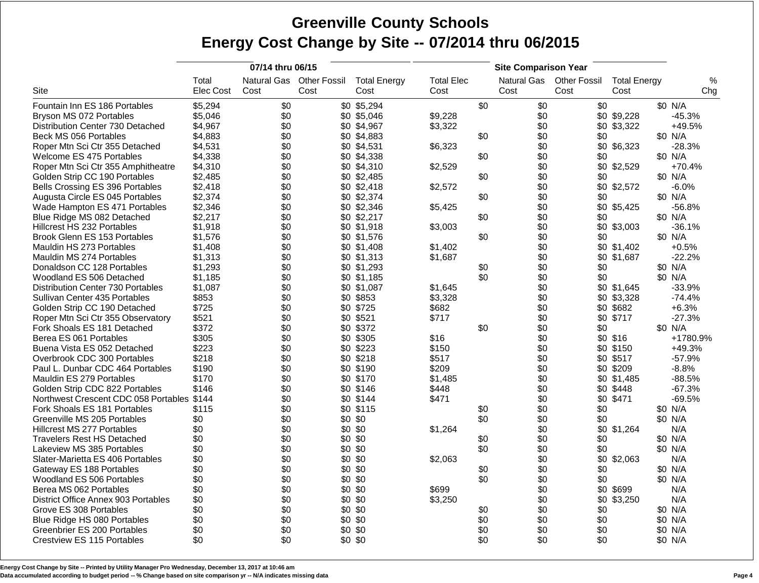# Greenville County Schools

## Energy Cost Change by Site -- 07/2014 thru 06/2015

| | 07/14 thru 06/15 | | | | Site Comparison Year | | | | |
|---|---|---|---|---|---|---|---|---|---|
| Site | Total Elec Cost | Natural Gas Cost | Other Fossil Cost | Total Energy Cost | Total Elec Cost | Natural Gas Cost | Other Fossil Cost | Total Energy Cost | % Chg |
| Fountain Inn ES 186 Portables | $5,294 | $0 | $0 | $5,294 | $0 | $0 | $0 | $0 | N/A |
| Bryson MS 072 Portables | $5,046 | $0 | $0 | $5,046 | $9,228 | $0 | $0 | $9,228 | -45.3% |
| Distribution Center 730 Detached | $4,967 | $0 | $0 | $4,967 | $3,322 | $0 | $0 | $3,322 | +49.5% |
| Beck MS 056 Portables | $4,883 | $0 | $0 | $4,883 | $0 | $0 | $0 | $0 | N/A |
| Roper Mtn Sci Ctr 355 Detached | $4,531 | $0 | $0 | $4,531 | $6,323 | $0 | $0 | $6,323 | -28.3% |
| Welcome ES 475 Portables | $4,338 | $0 | $0 | $4,338 | $0 | $0 | $0 | $0 | N/A |
| Roper Mtn Sci Ctr 355 Amphitheatre | $4,310 | $0 | $0 | $4,310 | $2,529 | $0 | $0 | $2,529 | +70.4% |
| Golden Strip CC 190 Portables | $2,485 | $0 | $0 | $2,485 | $0 | $0 | $0 | $0 | N/A |
| Bells Crossing ES 396 Portables | $2,418 | $0 | $0 | $2,418 | $2,572 | $0 | $0 | $2,572 | -6.0% |
| Augusta Circle ES 045 Portables | $2,374 | $0 | $0 | $2,374 | $0 | $0 | $0 | $0 | N/A |
| Wade Hampton ES 471 Portables | $2,346 | $0 | $0 | $2,346 | $5,425 | $0 | $0 | $5,425 | -56.8% |
| Blue Ridge MS 082 Detached | $2,217 | $0 | $0 | $2,217 | $0 | $0 | $0 | $0 | N/A |
| Hillcrest HS 232 Portables | $1,918 | $0 | $0 | $1,918 | $3,003 | $0 | $0 | $3,003 | -36.1% |
| Brook Glenn ES 153 Portables | $1,576 | $0 | $0 | $1,576 | $0 | $0 | $0 | $0 | N/A |
| Mauldin HS 273 Portables | $1,408 | $0 | $0 | $1,408 | $1,402 | $0 | $0 | $1,402 | +0.5% |
| Mauldin MS 274 Portables | $1,313 | $0 | $0 | $1,313 | $1,687 | $0 | $0 | $1,687 | -22.2% |
| Donaldson CC 128 Portables | $1,293 | $0 | $0 | $1,293 | $0 | $0 | $0 | $0 | N/A |
| Woodland ES 506 Detached | $1,185 | $0 | $0 | $1,185 | $0 | $0 | $0 | $0 | N/A |
| Distribution Center 730 Portables | $1,087 | $0 | $0 | $1,087 | $1,645 | $0 | $0 | $1,645 | -33.9% |
| Sullivan Center 435 Portables | $853 | $0 | $0 | $853 | $3,328 | $0 | $0 | $3,328 | -74.4% |
| Golden Strip CC 190 Detached | $725 | $0 | $0 | $725 | $682 | $0 | $0 | $682 | +6.3% |
| Roper Mtn Sci Ctr 355 Observatory | $521 | $0 | $0 | $521 | $717 | $0 | $0 | $717 | -27.3% |
| Fork Shoals ES 181 Detached | $372 | $0 | $0 | $372 | $0 | $0 | $0 | $0 | N/A |
| Berea ES 061 Portables | $305 | $0 | $0 | $305 | $16 | $0 | $0 | $16 | +1780.9% |
| Buena Vista ES 052 Detached | $223 | $0 | $0 | $223 | $150 | $0 | $0 | $150 | +49.3% |
| Overbrook CDC 300 Portables | $218 | $0 | $0 | $218 | $517 | $0 | $0 | $517 | -57.9% |
| Paul L. Dunbar CDC 464 Portables | $190 | $0 | $0 | $190 | $209 | $0 | $0 | $209 | -8.8% |
| Mauldin ES 279 Portables | $170 | $0 | $0 | $170 | $1,485 | $0 | $0 | $1,485 | -88.5% |
| Golden Strip CDC 822 Portables | $146 | $0 | $0 | $146 | $448 | $0 | $0 | $448 | -67.3% |
| Northwest Crescent CDC 058 Portables | $144 | $0 | $0 | $144 | $471 | $0 | $0 | $471 | -69.5% |
| Fork Shoals ES 181 Portables | $115 | $0 | $0 | $115 | $0 | $0 | $0 | $0 | N/A |
| Greenville MS 205 Portables | $0 | $0 | $0 | $0 | $0 | $0 | $0 | $0 | N/A |
| Hillcrest MS 277 Portables | $0 | $0 | $0 | $0 | $1,264 | $0 | $0 | $1,264 | N/A |
| Travelers Rest HS Detached | $0 | $0 | $0 | $0 | $0 | $0 | $0 | $0 | N/A |
| Lakeview MS 385 Portables | $0 | $0 | $0 | $0 | $0 | $0 | $0 | $0 | N/A |
| Slater-Marietta ES 406 Portables | $0 | $0 | $0 | $0 | $2,063 | $0 | $0 | $2,063 | N/A |
| Gateway ES 188 Portables | $0 | $0 | $0 | $0 | $0 | $0 | $0 | $0 | N/A |
| Woodland ES 506 Portables | $0 | $0 | $0 | $0 | $0 | $0 | $0 | $0 | N/A |
| Berea MS 062 Portables | $0 | $0 | $0 | $0 | $699 | $0 | $0 | $699 | N/A |
| District Office Annex 903 Portables | $0 | $0 | $0 | $0 | $3,250 | $0 | $0 | $3,250 | N/A |
| Grove ES 308 Portables | $0 | $0 | $0 | $0 | $0 | $0 | $0 | $0 | N/A |
| Blue Ridge HS 080 Portables | $0 | $0 | $0 | $0 | $0 | $0 | $0 | $0 | N/A |
| Greenbrier ES 200 Portables | $0 | $0 | $0 | $0 | $0 | $0 | $0 | $0 | N/A |
| Crestview ES 115 Portables | $0 | $0 | $0 | $0 | $0 | $0 | $0 | $0 | N/A |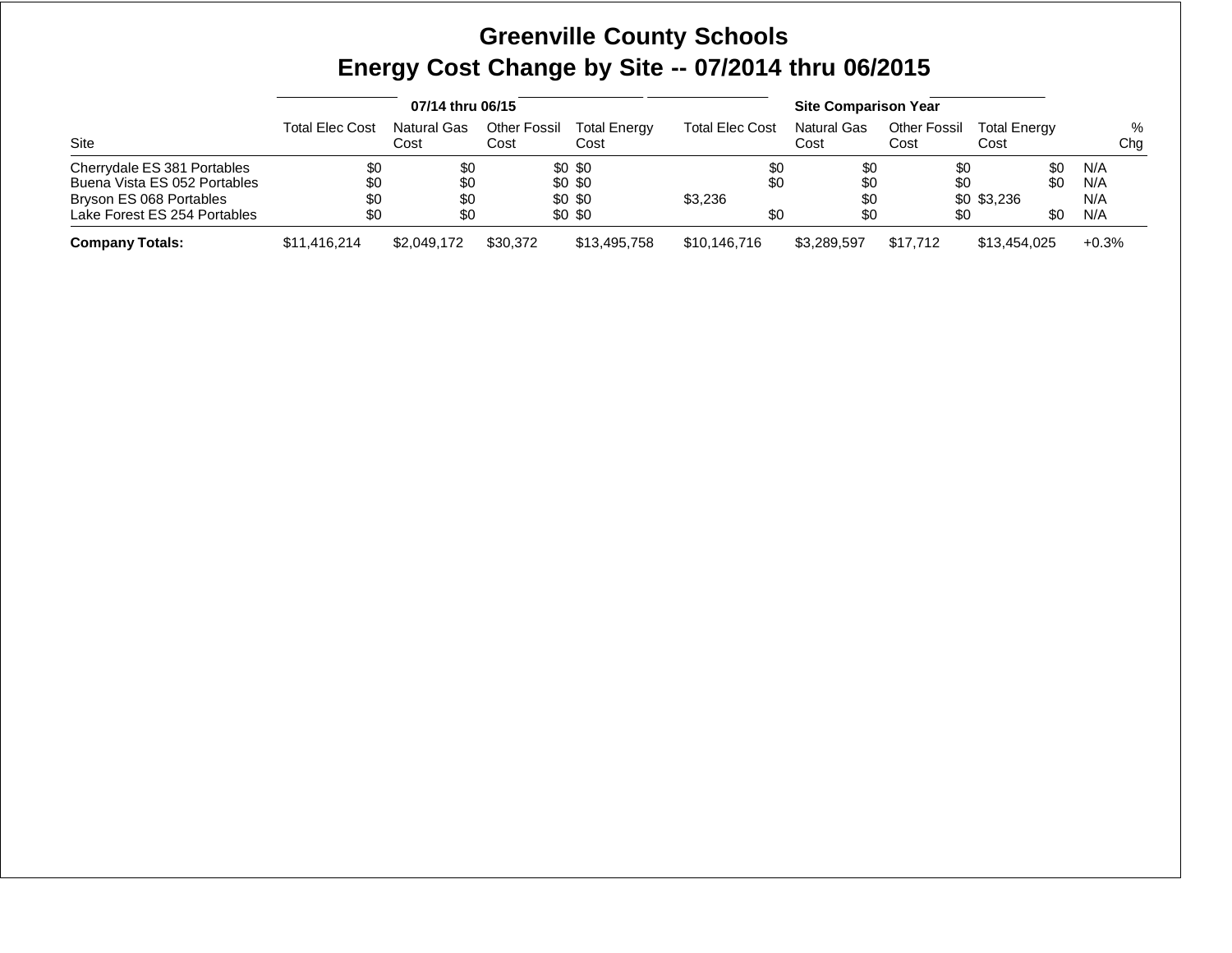# Greenville County Schools

## Energy Cost Change by Site -- 07/2014 thru 06/2015

| | 07/14 thru 06/15 | | | | Site Comparison Year | | | | |
|---|---|---|---|---|---|---|---|---|---|
| Site | Total Elec Cost | Natural Gas Cost | Other Fossil Cost | Total Energy Cost | Total Elec Cost | Natural Gas Cost | Other Fossil Cost | Total Energy Cost | % Chg |
| Cherrydale ES 381 Portables | $0 | $0 | $0 | $0 | $0 | $0 | $0 | $0 | N/A |
| Buena Vista ES 052 Portables | $0 | $0 | $0 | $0 | $0 | $0 | $0 | $0 | N/A |
| Bryson ES 068 Portables | $0 | $0 | $0 | $0 | $3,236 | $0 | $0 | $3,236 | N/A |
| Lake Forest ES 254 Portables | $0 | $0 | $0 | $0 | $0 | $0 | $0 | $0 | N/A |
| **Company Totals:** | $11,416,214 | $2,049,172 | $30,372 | $13,495,758 | $10,146,716 | $3,289,597 | $17,712 | $13,454,025 | +0.3% |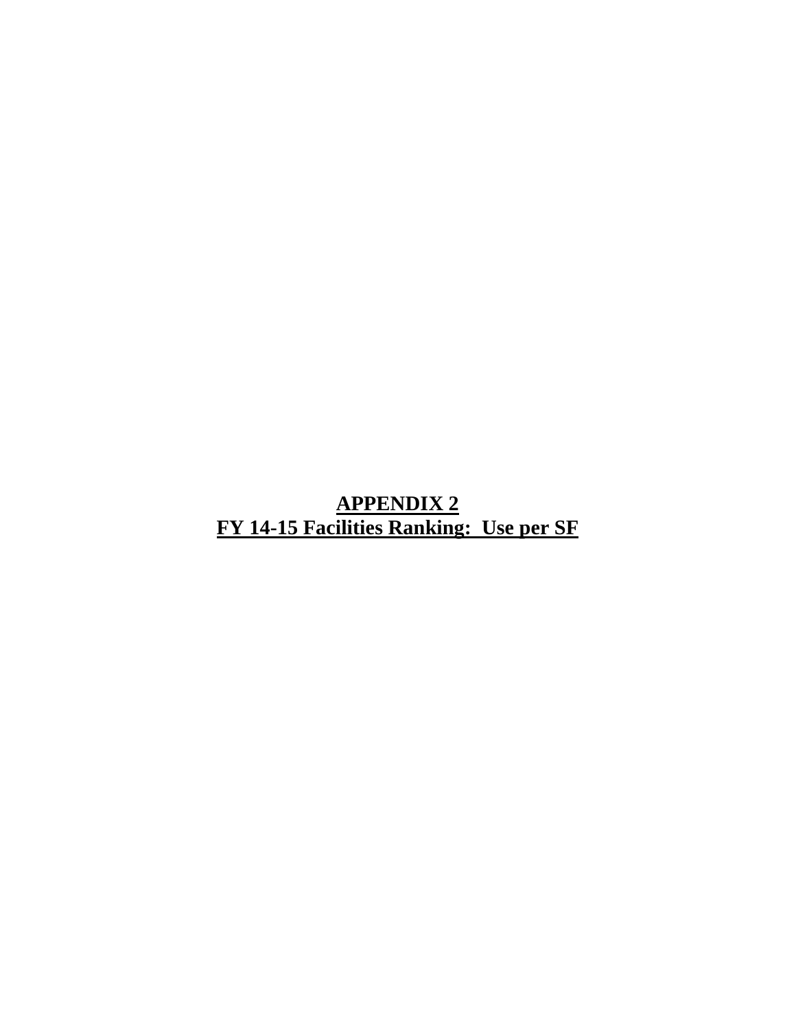# APPENDIX 2
# FY 14-15 Facilities Ranking: Use per SF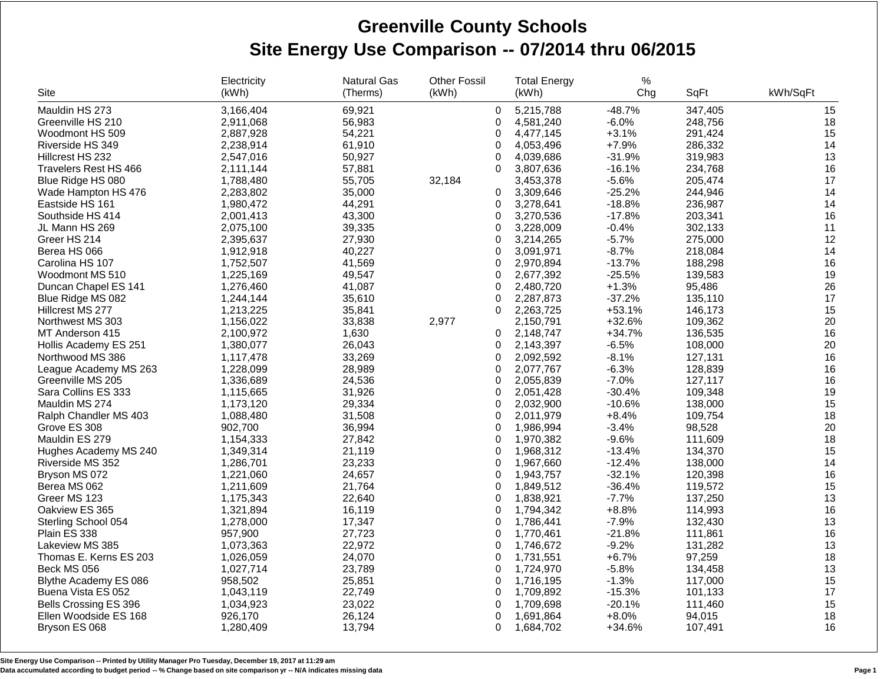# Greenville County Schools

## Site Energy Use Comparison -- 07/2014 thru 06/2015

| Site | Electricity (kWh) | Natural Gas (Therms) | Other Fossil (kWh) | Total Energy (kWh) | % Chg | SqFt | kWh/SqFt |
|---|---|---|---|---|---|---|---|
| Mauldin HS 273 | 3,166,404 | 69,921 | 0 | 5,215,788 | -48.7% | 347,405 | 15 |
| Greenville HS 210 | 2,911,068 | 56,983 | 0 | 4,581,240 | -6.0% | 248,756 | 18 |
| Woodmont HS 509 | 2,887,928 | 54,221 | 0 | 4,477,145 | +3.1% | 291,424 | 15 |
| Riverside HS 349 | 2,238,914 | 61,910 | 0 | 4,053,496 | +7.9% | 286,332 | 14 |
| Hillcrest HS 232 | 2,547,016 | 50,927 | 0 | 4,039,686 | -31.9% | 319,983 | 13 |
| Travelers Rest HS 466 | 2,111,144 | 57,881 | 0 | 3,807,636 | -16.1% | 234,768 | 16 |
| Blue Ridge HS 080 | 1,788,480 | 55,705 | 32,184 | 3,453,378 | -5.6% | 205,474 | 17 |
| Wade Hampton HS 476 | 2,283,802 | 35,000 | 0 | 3,309,646 | -25.2% | 244,946 | 14 |
| Eastside HS 161 | 1,980,472 | 44,291 | 0 | 3,278,641 | -18.8% | 236,987 | 14 |
| Southside HS 414 | 2,001,413 | 43,300 | 0 | 3,270,536 | -17.8% | 203,341 | 16 |
| JL Mann HS 269 | 2,075,100 | 39,335 | 0 | 3,228,009 | -0.4% | 302,133 | 11 |
| Greer HS 214 | 2,395,637 | 27,930 | 0 | 3,214,265 | -5.7% | 275,000 | 12 |
| Berea HS 066 | 1,912,918 | 40,227 | 0 | 3,091,971 | -8.7% | 218,084 | 14 |
| Carolina HS 107 | 1,752,507 | 41,569 | 0 | 2,970,894 | -13.7% | 188,298 | 16 |
| Woodmont MS 510 | 1,225,169 | 49,547 | 0 | 2,677,392 | -25.5% | 139,583 | 19 |
| Duncan Chapel ES 141 | 1,276,460 | 41,087 | 0 | 2,480,720 | +1.3% | 95,486 | 26 |
| Blue Ridge MS 082 | 1,244,144 | 35,610 | 0 | 2,287,873 | -37.2% | 135,110 | 17 |
| Hillcrest MS 277 | 1,213,225 | 35,841 | 0 | 2,263,725 | +53.1% | 146,173 | 15 |
| Northwest MS 303 | 1,156,022 | 33,838 | 2,977 | 2,150,791 | +32.6% | 109,362 | 20 |
| MT Anderson 415 | 2,100,972 | 1,630 | 0 | 2,148,747 | +34.7% | 136,535 | 16 |
| Hollis Academy ES 251 | 1,380,077 | 26,043 | 0 | 2,143,397 | -6.5% | 108,000 | 20 |
| Northwood MS 386 | 1,117,478 | 33,269 | 0 | 2,092,592 | -8.1% | 127,131 | 16 |
| League Academy MS 263 | 1,228,099 | 28,989 | 0 | 2,077,767 | -6.3% | 128,839 | 16 |
| Greenville MS 205 | 1,336,689 | 24,536 | 0 | 2,055,839 | -7.0% | 127,117 | 16 |
| Sara Collins ES 333 | 1,115,665 | 31,926 | 0 | 2,051,428 | -30.4% | 109,348 | 19 |
| Mauldin MS 274 | 1,173,120 | 29,334 | 0 | 2,032,900 | -10.6% | 138,000 | 15 |
| Ralph Chandler MS 403 | 1,088,480 | 31,508 | 0 | 2,011,979 | +8.4% | 109,754 | 18 |
| Grove ES 308 | 902,700 | 36,994 | 0 | 1,986,994 | -3.4% | 98,528 | 20 |
| Mauldin ES 279 | 1,154,333 | 27,842 | 0 | 1,970,382 | -9.6% | 111,609 | 18 |
| Hughes Academy MS 240 | 1,349,314 | 21,119 | 0 | 1,968,312 | -13.4% | 134,370 | 15 |
| Riverside MS 352 | 1,286,701 | 23,233 | 0 | 1,967,660 | -12.4% | 138,000 | 14 |
| Bryson MS 072 | 1,221,060 | 24,657 | 0 | 1,943,757 | -32.1% | 120,398 | 16 |
| Berea MS 062 | 1,211,609 | 21,764 | 0 | 1,849,512 | -36.4% | 119,572 | 15 |
| Greer MS 123 | 1,175,343 | 22,640 | 0 | 1,838,921 | -7.7% | 137,250 | 13 |
| Oakview ES 365 | 1,321,894 | 16,119 | 0 | 1,794,342 | +8.8% | 114,993 | 16 |
| Sterling School 054 | 1,278,000 | 17,347 | 0 | 1,786,441 | -7.9% | 132,430 | 13 |
| Plain ES 338 | 957,900 | 27,723 | 0 | 1,770,461 | -21.8% | 111,861 | 16 |
| Lakeview MS 385 | 1,073,363 | 22,972 | 0 | 1,746,672 | -9.2% | 131,282 | 13 |
| Thomas E. Kerns ES 203 | 1,026,059 | 24,070 | 0 | 1,731,551 | +6.7% | 97,259 | 18 |
| Beck MS 056 | 1,027,714 | 23,789 | 0 | 1,724,970 | -5.8% | 134,458 | 13 |
| Blythe Academy ES 086 | 958,502 | 25,851 | 0 | 1,716,195 | -1.3% | 117,000 | 15 |
| Buena Vista ES 052 | 1,043,119 | 22,749 | 0 | 1,709,892 | -15.3% | 101,133 | 17 |
| Bells Crossing ES 396 | 1,034,923 | 23,022 | 0 | 1,709,698 | -20.1% | 111,460 | 15 |
| Ellen Woodside ES 168 | 926,170 | 26,124 | 0 | 1,691,864 | +8.0% | 94,015 | 18 |
| Bryson ES 068 | 1,280,409 | 13,794 | 0 | 1,684,702 | +34.6% | 107,491 | 16 |

Site Energy Use Comparison -- Printed by Utility Manager Pro Tuesday, December 19, 2017 at 11:29 am

Data accumulated according to budget period -- % Change based on site comparison yr -- N/A indicates missing data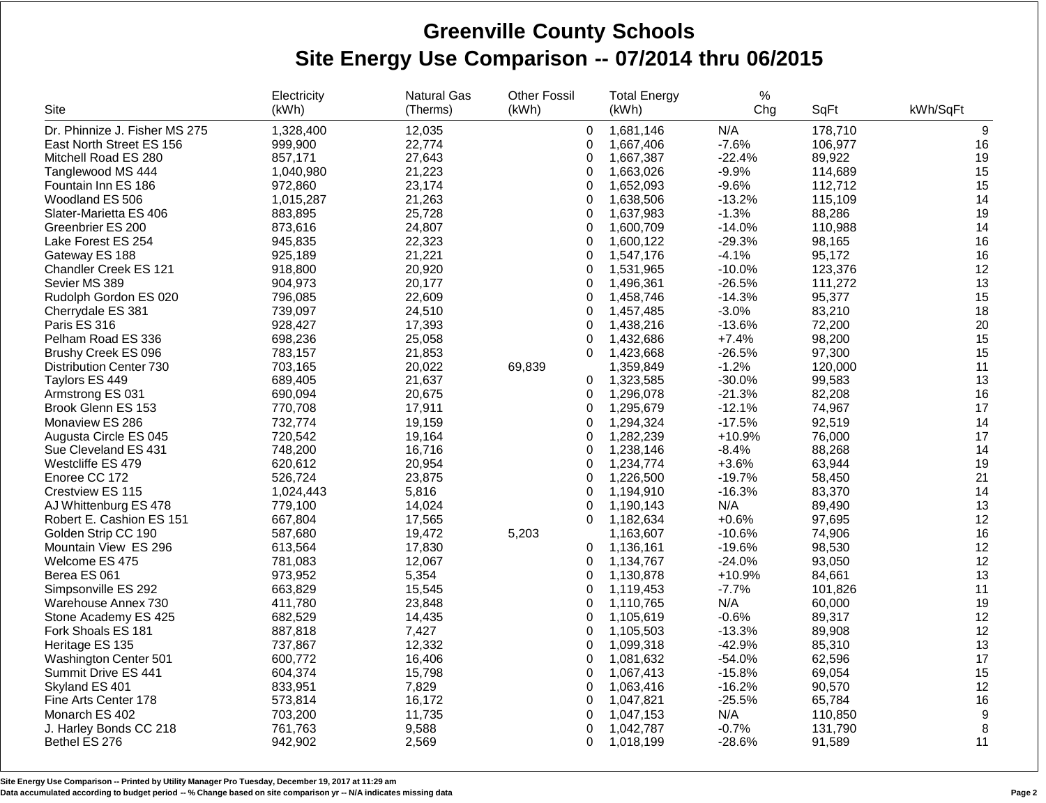# Greenville County Schools

## Site Energy Use Comparison -- 07/2014 thru 06/2015

| Site | Electricity (kWh) | Natural Gas (Therms) | Other Fossil (kWh) | Total Energy (kWh) | % Chg | SqFt | kWh/SqFt |
|---|---|---|---|---|---|---|---|
| Dr. Phinnize J. Fisher MS 275 | 1,328,400 | 12,035 | 0 | 1,681,146 | N/A | 178,710 | 9 |
| East North Street ES 156 | 999,900 | 22,774 | 0 | 1,667,406 | -7.6% | 106,977 | 16 |
| Mitchell Road ES 280 | 857,171 | 27,643 | 0 | 1,667,387 | -22.4% | 89,922 | 19 |
| Tanglewood MS 444 | 1,040,980 | 21,223 | 0 | 1,663,026 | -9.9% | 114,689 | 15 |
| Fountain Inn ES 186 | 972,860 | 23,174 | 0 | 1,652,093 | -9.6% | 112,712 | 15 |
| Woodland ES 506 | 1,015,287 | 21,263 | 0 | 1,638,506 | -13.2% | 115,109 | 14 |
| Slater-Marietta ES 406 | 883,895 | 25,728 | 0 | 1,637,983 | -1.3% | 88,286 | 19 |
| Greenbrier ES 200 | 873,616 | 24,807 | 0 | 1,600,709 | -14.0% | 110,988 | 14 |
| Lake Forest ES 254 | 945,835 | 22,323 | 0 | 1,600,122 | -29.3% | 98,165 | 16 |
| Gateway ES 188 | 925,189 | 21,221 | 0 | 1,547,176 | -4.1% | 95,172 | 16 |
| Chandler Creek ES 121 | 918,800 | 20,920 | 0 | 1,531,965 | -10.0% | 123,376 | 12 |
| Sevier MS 389 | 904,973 | 20,177 | 0 | 1,496,361 | -26.5% | 111,272 | 13 |
| Rudolph Gordon ES 020 | 796,085 | 22,609 | 0 | 1,458,746 | -14.3% | 95,377 | 15 |
| Cherrydale ES 381 | 739,097 | 24,510 | 0 | 1,457,485 | -3.0% | 83,210 | 18 |
| Paris ES 316 | 928,427 | 17,393 | 0 | 1,438,216 | -13.6% | 72,200 | 20 |
| Pelham Road ES 336 | 698,236 | 25,058 | 0 | 1,432,686 | +7.4% | 98,200 | 15 |
| Brushy Creek ES 096 | 783,157 | 21,853 | 0 | 1,423,668 | -26.5% | 97,300 | 15 |
| Distribution Center 730 | 703,165 | 20,022 | 69,839 | 1,359,849 | -1.2% | 120,000 | 11 |
| Taylors ES 449 | 689,405 | 21,637 | 0 | 1,323,585 | -30.0% | 99,583 | 13 |
| Armstrong ES 031 | 690,094 | 20,675 | 0 | 1,296,078 | -21.3% | 82,208 | 16 |
| Brook Glenn ES 153 | 770,708 | 17,911 | 0 | 1,295,679 | -12.1% | 74,967 | 17 |
| Monaview ES 286 | 732,774 | 19,159 | 0 | 1,294,324 | -17.5% | 92,519 | 14 |
| Augusta Circle ES 045 | 720,542 | 19,164 | 0 | 1,282,239 | +10.9% | 76,000 | 17 |
| Sue Cleveland ES 431 | 748,200 | 16,716 | 0 | 1,238,146 | -8.4% | 88,268 | 14 |
| Westcliffe ES 479 | 620,612 | 20,954 | 0 | 1,234,774 | +3.6% | 63,944 | 19 |
| Enoree CC 172 | 526,724 | 23,875 | 0 | 1,226,500 | -19.7% | 58,450 | 21 |
| Crestview ES 115 | 1,024,443 | 5,816 | 0 | 1,194,910 | -16.3% | 83,370 | 14 |
| AJ Whittenburg ES 478 | 779,100 | 14,024 | 0 | 1,190,143 | N/A | 89,490 | 13 |
| Robert E. Cashion ES 151 | 667,804 | 17,565 | 0 | 1,182,634 | +0.6% | 97,695 | 12 |
| Golden Strip CC 190 | 587,680 | 19,472 | 5,203 | 1,163,607 | -10.6% | 74,906 | 16 |
| Mountain View ES 296 | 613,564 | 17,830 | 0 | 1,136,161 | -19.6% | 98,530 | 12 |
| Welcome ES 475 | 781,083 | 12,067 | 0 | 1,134,767 | -24.0% | 93,050 | 12 |
| Berea ES 061 | 973,952 | 5,354 | 0 | 1,130,878 | +10.9% | 84,661 | 13 |
| Simpsonville ES 292 | 663,829 | 15,545 | 0 | 1,119,453 | -7.7% | 101,826 | 11 |
| Warehouse Annex 730 | 411,780 | 23,848 | 0 | 1,110,765 | N/A | 60,000 | 19 |
| Stone Academy ES 425 | 682,529 | 14,435 | 0 | 1,105,619 | -0.6% | 89,317 | 12 |
| Fork Shoals ES 181 | 887,818 | 7,427 | 0 | 1,105,503 | -13.3% | 89,908 | 12 |
| Heritage ES 135 | 737,867 | 12,332 | 0 | 1,099,318 | -42.9% | 85,310 | 13 |
| Washington Center 501 | 600,772 | 16,406 | 0 | 1,081,632 | -54.0% | 62,596 | 17 |
| Summit Drive ES 441 | 604,374 | 15,798 | 0 | 1,067,413 | -15.8% | 69,054 | 15 |
| Skyland ES 401 | 833,951 | 7,829 | 0 | 1,063,416 | -16.2% | 90,570 | 12 |
| Fine Arts Center 178 | 573,814 | 16,172 | 0 | 1,047,821 | -25.5% | 65,784 | 16 |
| Monarch ES 402 | 703,200 | 11,735 | 0 | 1,047,153 | N/A | 110,850 | 9 |
| J. Harley Bonds CC 218 | 761,763 | 9,588 | 0 | 1,042,787 | -0.7% | 131,790 | 8 |
| Bethel ES 276 | 942,902 | 2,569 | 0 | 1,018,199 | -28.6% | 91,589 | 11 |

**Site Energy Use Comparison -- Printed by Utility Manager Pro Tuesday, December 19, 2017 at 11:29 am**

**Data accumulated according to budget period -- % Change based on site comparison yr -- N/A indicates missing data**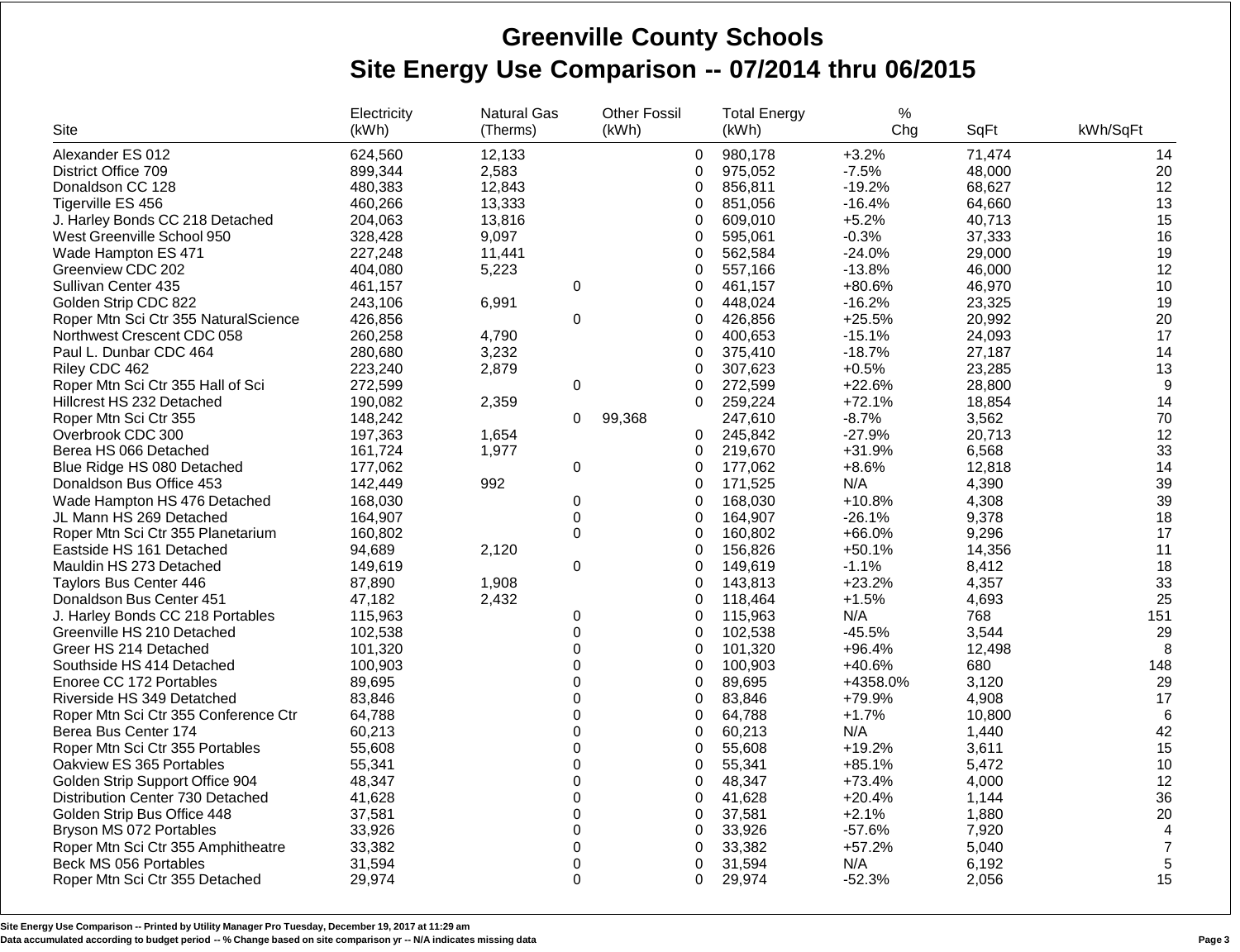# Greenville County Schools

## Site Energy Use Comparison -- 07/2014 thru 06/2015

| Site | Electricity (kWh) | Natural Gas (Therms) | Other Fossil (kWh) | Total Energy (kWh) | % Chg | SqFt | kWh/SqFt |
|---|---|---|---|---|---|---|---|
| Alexander ES 012 | 624,560 | 12,133 | 0 | 980,178 | +3.2% | 71,474 | 14 |
| District Office 709 | 899,344 | 2,583 | 0 | 975,052 | -7.5% | 48,000 | 20 |
| Donaldson CC 128 | 480,383 | 12,843 | 0 | 856,811 | -19.2% | 68,627 | 12 |
| Tigerville ES 456 | 460,266 | 13,333 | 0 | 851,056 | -16.4% | 64,660 | 13 |
| J. Harley Bonds CC 218 Detached | 204,063 | 13,816 | 0 | 609,010 | +5.2% | 40,713 | 15 |
| West Greenville School 950 | 328,428 | 9,097 | 0 | 595,061 | -0.3% | 37,333 | 16 |
| Wade Hampton ES 471 | 227,248 | 11,441 | 0 | 562,584 | -24.0% | 29,000 | 19 |
| Greenview CDC 202 | 404,080 | 5,223 | 0 | 557,166 | -13.8% | 46,000 | 12 |
| Sullivan Center 435 | 461,157 | 0 | 0 | 461,157 | +80.6% | 46,970 | 10 |
| Golden Strip CDC 822 | 243,106 | 6,991 | 0 | 448,024 | -16.2% | 23,325 | 19 |
| Roper Mtn Sci Ctr 355 NaturalScience | 426,856 | 0 | 0 | 426,856 | +25.5% | 20,992 | 20 |
| Northwest Crescent CDC 058 | 260,258 | 4,790 | 0 | 400,653 | -15.1% | 24,093 | 17 |
| Paul L. Dunbar CDC 464 | 280,680 | 3,232 | 0 | 375,410 | -18.7% | 27,187 | 14 |
| Riley CDC 462 | 223,240 | 2,879 | 0 | 307,623 | +0.5% | 23,285 | 13 |
| Roper Mtn Sci Ctr 355 Hall of Sci | 272,599 | 0 | 0 | 272,599 | +22.6% | 28,800 | 9 |
| Hillcrest HS 232 Detached | 190,082 | 2,359 | 0 | 259,224 | +72.1% | 18,854 | 14 |
| Roper Mtn Sci Ctr 355 | 148,242 | 0 | 99,368 | 247,610 | -8.7% | 3,562 | 70 |
| Overbrook CDC 300 | 197,363 | 1,654 | 0 | 245,842 | -27.9% | 20,713 | 12 |
| Berea HS 066 Detached | 161,724 | 1,977 | 0 | 219,670 | +31.9% | 6,568 | 33 |
| Blue Ridge HS 080 Detached | 177,062 | 0 | 0 | 177,062 | +8.6% | 12,818 | 14 |
| Donaldson Bus Office 453 | 142,449 | 992 | 0 | 171,525 | N/A | 4,390 | 39 |
| Wade Hampton HS 476 Detached | 168,030 | 0 | 0 | 168,030 | +10.8% | 4,308 | 39 |
| JL Mann HS 269 Detached | 164,907 | 0 | 0 | 164,907 | -26.1% | 9,378 | 18 |
| Roper Mtn Sci Ctr 355 Planetarium | 160,802 | 0 | 0 | 160,802 | +66.0% | 9,296 | 17 |
| Eastside HS 161 Detached | 94,689 | 2,120 | 0 | 156,826 | +50.1% | 14,356 | 11 |
| Mauldin HS 273 Detached | 149,619 | 0 | 0 | 149,619 | -1.1% | 8,412 | 18 |
| Taylors Bus Center 446 | 87,890 | 1,908 | 0 | 143,813 | +23.2% | 4,357 | 33 |
| Donaldson Bus Center 451 | 47,182 | 2,432 | 0 | 118,464 | +1.5% | 4,693 | 25 |
| J. Harley Bonds CC 218 Portables | 115,963 | 0 | 0 | 115,963 | N/A | 768 | 151 |
| Greenville HS 210 Detached | 102,538 | 0 | 0 | 102,538 | -45.5% | 3,544 | 29 |
| Greer HS 214 Detached | 101,320 | 0 | 0 | 101,320 | +96.4% | 12,498 | 8 |
| Southside HS 414 Detached | 100,903 | 0 | 0 | 100,903 | +40.6% | 680 | 148 |
| Enoree CC 172 Portables | 89,695 | 0 | 0 | 89,695 | +4358.0% | 3,120 | 29 |
| Riverside HS 349 Detatched | 83,846 | 0 | 0 | 83,846 | +79.9% | 4,908 | 17 |
| Roper Mtn Sci Ctr 355 Conference Ctr | 64,788 | 0 | 0 | 64,788 | +1.7% | 10,800 | 6 |
| Berea Bus Center 174 | 60,213 | 0 | 0 | 60,213 | N/A | 1,440 | 42 |
| Roper Mtn Sci Ctr 355 Portables | 55,608 | 0 | 0 | 55,608 | +19.2% | 3,611 | 15 |
| Oakview ES 365 Portables | 55,341 | 0 | 0 | 55,341 | +85.1% | 5,472 | 10 |
| Golden Strip Support Office 904 | 48,347 | 0 | 0 | 48,347 | +73.4% | 4,000 | 12 |
| Distribution Center 730 Detached | 41,628 | 0 | 0 | 41,628 | +20.4% | 1,144 | 36 |
| Golden Strip Bus Office 448 | 37,581 | 0 | 0 | 37,581 | +2.1% | 1,880 | 20 |
| Bryson MS 072 Portables | 33,926 | 0 | 0 | 33,926 | -57.6% | 7,920 | 4 |
| Roper Mtn Sci Ctr 355 Amphitheatre | 33,382 | 0 | 0 | 33,382 | +57.2% | 5,040 | 7 |
| Beck MS 056 Portables | 31,594 | 0 | 0 | 31,594 | N/A | 6,192 | 5 |
| Roper Mtn Sci Ctr 355 Detached | 29,974 | 0 | 0 | 29,974 | -52.3% | 2,056 | 15 |

**Site Energy Use Comparison -- Printed by Utility Manager Pro Tuesday, December 19, 2017 at 11:29 am**

**Data accumulated according to budget period -- % Change based on site comparison yr -- N/A indicates missing data**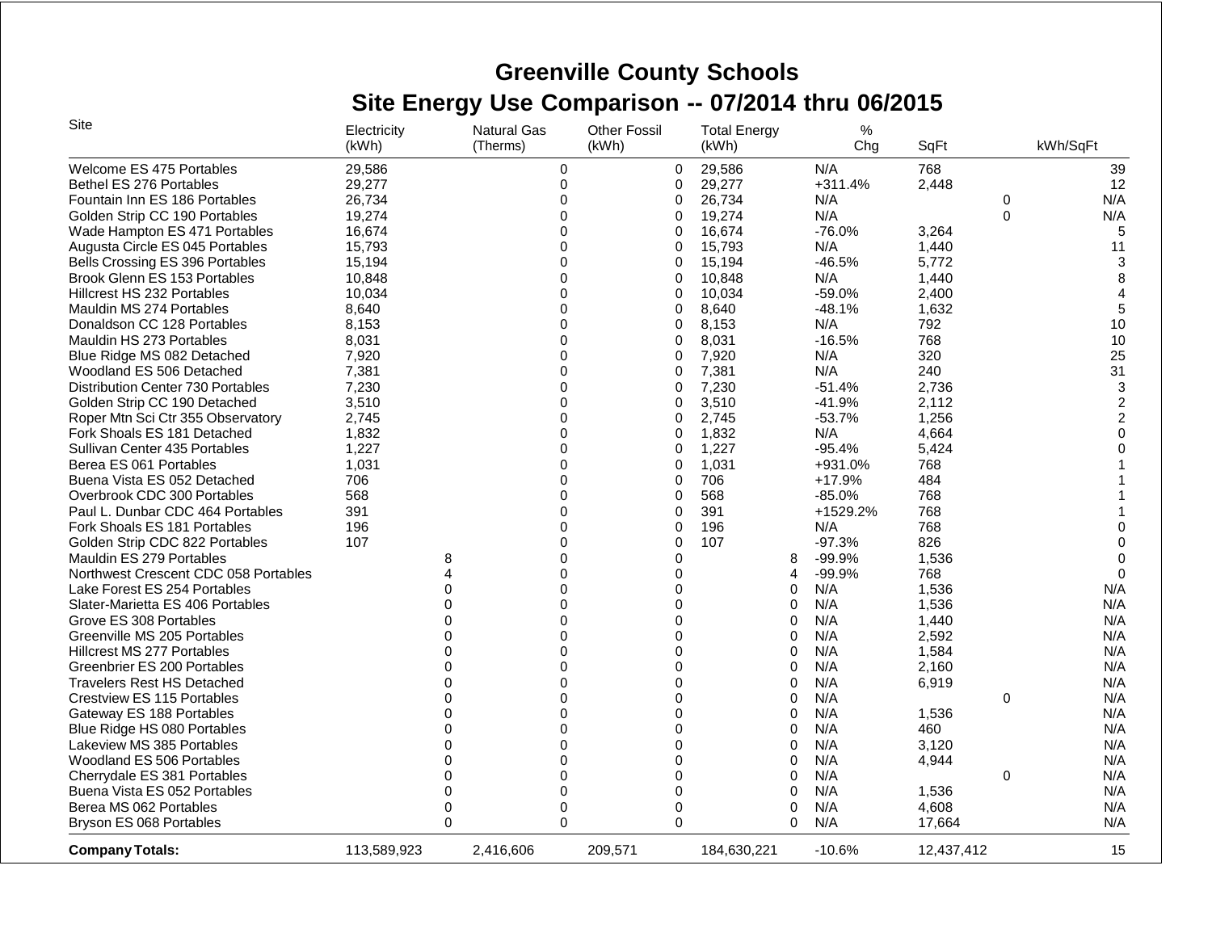# Greenville County Schools

## Site Energy Use Comparison -- 07/2014 thru 06/2015

| Site | Electricity (kWh) | Natural Gas (Therms) | Other Fossil (kWh) | Total Energy (kWh) | % Chg | SqFt | kWh/SqFt |
|---|---|---|---|---|---|---|---|
| Welcome ES 475 Portables | 29,586 | 0 | 0 | 29,586 | N/A | 768 | 39 |
| Bethel ES 276 Portables | 29,277 | 0 | 0 | 29,277 | +311.4% | 2,448 | 12 |
| Fountain Inn ES 186 Portables | 26,734 | 0 | 0 | 26,734 | N/A | 0 | N/A |
| Golden Strip CC 190 Portables | 19,274 | 0 | 0 | 19,274 | N/A | 0 | N/A |
| Wade Hampton ES 471 Portables | 16,674 | 0 | 0 | 16,674 | -76.0% | 3,264 | 5 |
| Augusta Circle ES 045 Portables | 15,793 | 0 | 0 | 15,793 | N/A | 1,440 | 11 |
| Bells Crossing ES 396 Portables | 15,194 | 0 | 0 | 15,194 | -46.5% | 5,772 | 3 |
| Brook Glenn ES 153 Portables | 10,848 | 0 | 0 | 10,848 | N/A | 1,440 | 8 |
| Hillcrest HS 232 Portables | 10,034 | 0 | 0 | 10,034 | -59.0% | 2,400 | 4 |
| Mauldin MS 274 Portables | 8,640 | 0 | 0 | 8,640 | -48.1% | 1,632 | 5 |
| Donaldson CC 128 Portables | 8,153 | 0 | 0 | 8,153 | N/A | 792 | 10 |
| Mauldin HS 273 Portables | 8,031 | 0 | 0 | 8,031 | -16.5% | 768 | 10 |
| Blue Ridge MS 082 Detached | 7,920 | 0 | 0 | 7,920 | N/A | 320 | 25 |
| Woodland ES 506 Detached | 7,381 | 0 | 0 | 7,381 | N/A | 240 | 31 |
| Distribution Center 730 Portables | 7,230 | 0 | 0 | 7,230 | -51.4% | 2,736 | 3 |
| Golden Strip CC 190 Detached | 3,510 | 0 | 0 | 3,510 | -41.9% | 2,112 | 2 |
| Roper Mtn Sci Ctr 355 Observatory | 2,745 | 0 | 0 | 2,745 | -53.7% | 1,256 | 2 |
| Fork Shoals ES 181 Detached | 1,832 | 0 | 0 | 1,832 | N/A | 4,664 | 0 |
| Sullivan Center 435 Portables | 1,227 | 0 | 0 | 1,227 | -95.4% | 5,424 | 0 |
| Berea ES 061 Portables | 1,031 | 0 | 0 | 1,031 | +931.0% | 768 | 1 |
| Buena Vista ES 052 Detached | 706 | 0 | 0 | 706 | +17.9% | 484 | 1 |
| Overbrook CDC 300 Portables | 568 | 0 | 0 | 568 | -85.0% | 768 | 1 |
| Paul L. Dunbar CDC 464 Portables | 391 | 0 | 0 | 391 | +1529.2% | 768 | 1 |
| Fork Shoals ES 181 Portables | 196 | 0 | 0 | 196 | N/A | 768 | 0 |
| Golden Strip CDC 822 Portables | 107 | 0 | 0 | 107 | -97.3% | 826 | 0 |
| Mauldin ES 279 Portables | 8 | 0 | 0 | 8 | -99.9% | 1,536 | 0 |
| Northwest Crescent CDC 058 Portables | 4 | 0 | 0 | 4 | -99.9% | 768 | 0 |
| Lake Forest ES 254 Portables | 0 | 0 | 0 | 0 | N/A | 1,536 | N/A |
| Slater-Marietta ES 406 Portables | 0 | 0 | 0 | 0 | N/A | 1,536 | N/A |
| Grove ES 308 Portables | 0 | 0 | 0 | 0 | N/A | 1,440 | N/A |
| Greenville MS 205 Portables | 0 | 0 | 0 | 0 | N/A | 2,592 | N/A |
| Hillcrest MS 277 Portables | 0 | 0 | 0 | 0 | N/A | 1,584 | N/A |
| Greenbrier ES 200 Portables | 0 | 0 | 0 | 0 | N/A | 2,160 | N/A |
| Travelers Rest HS Detached | 0 | 0 | 0 | 0 | N/A | 6,919 | N/A |
| Crestview ES 115 Portables | 0 | 0 | 0 | 0 | N/A | 0 | N/A |
| Gateway ES 188 Portables | 0 | 0 | 0 | 0 | N/A | 1,536 | N/A |
| Blue Ridge HS 080 Portables | 0 | 0 | 0 | 0 | N/A | 460 | N/A |
| Lakeview MS 385 Portables | 0 | 0 | 0 | 0 | N/A | 3,120 | N/A |
| Woodland ES 506 Portables | 0 | 0 | 0 | 0 | N/A | 4,944 | N/A |
| Cherrydale ES 381 Portables | 0 | 0 | 0 | 0 | N/A | 0 | N/A |
| Buena Vista ES 052 Portables | 0 | 0 | 0 | 0 | N/A | 1,536 | N/A |
| Berea MS 062 Portables | 0 | 0 | 0 | 0 | N/A | 4,608 | N/A |
| Bryson ES 068 Portables | 0 | 0 | 0 | 0 | N/A | 17,664 | N/A |
| **Company Totals:** | 113,589,923 | 2,416,606 | 209,571 | 184,630,221 | -10.6% | 12,437,412 | 15 |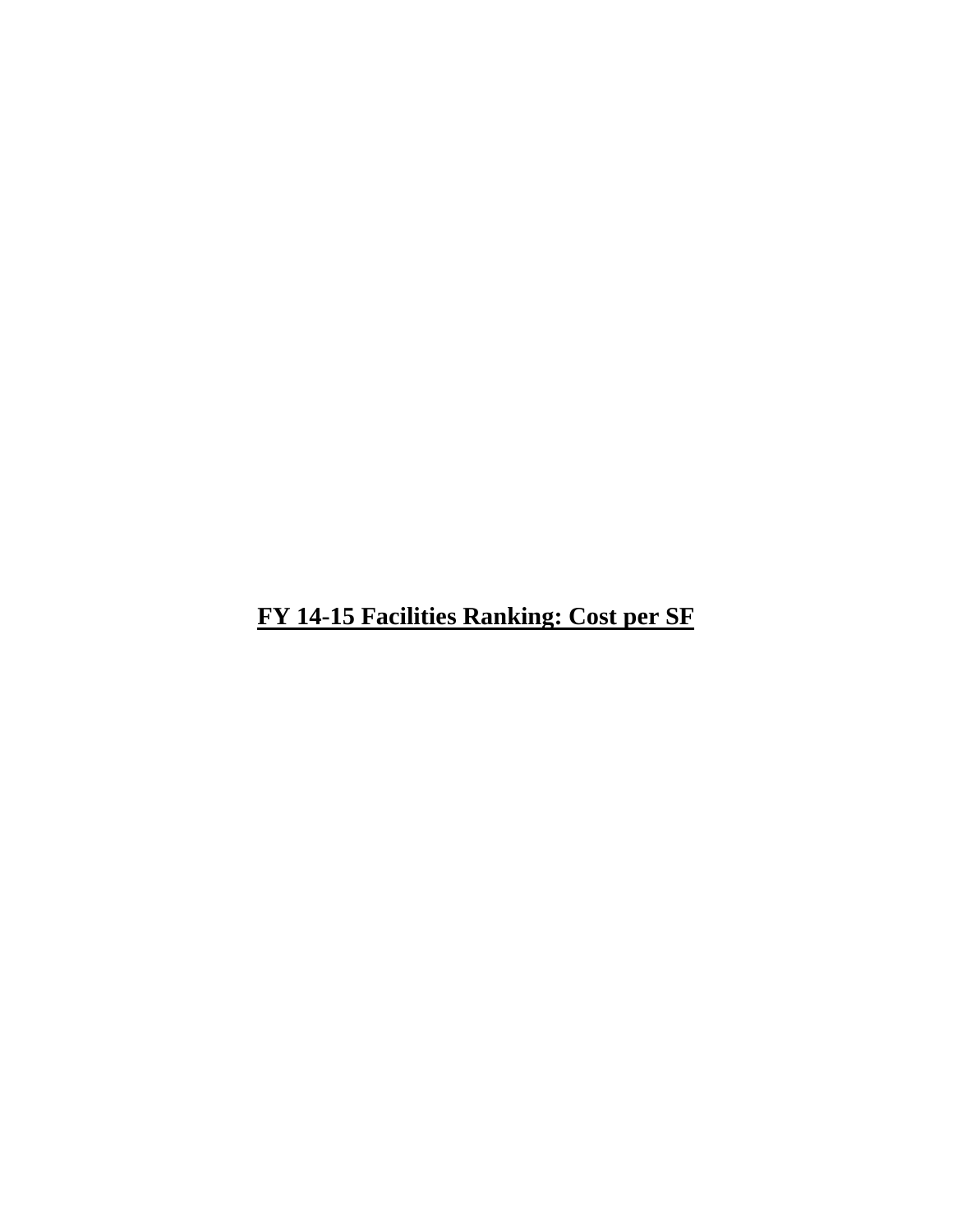**FY 14-15 Facilities Ranking: Cost per SF**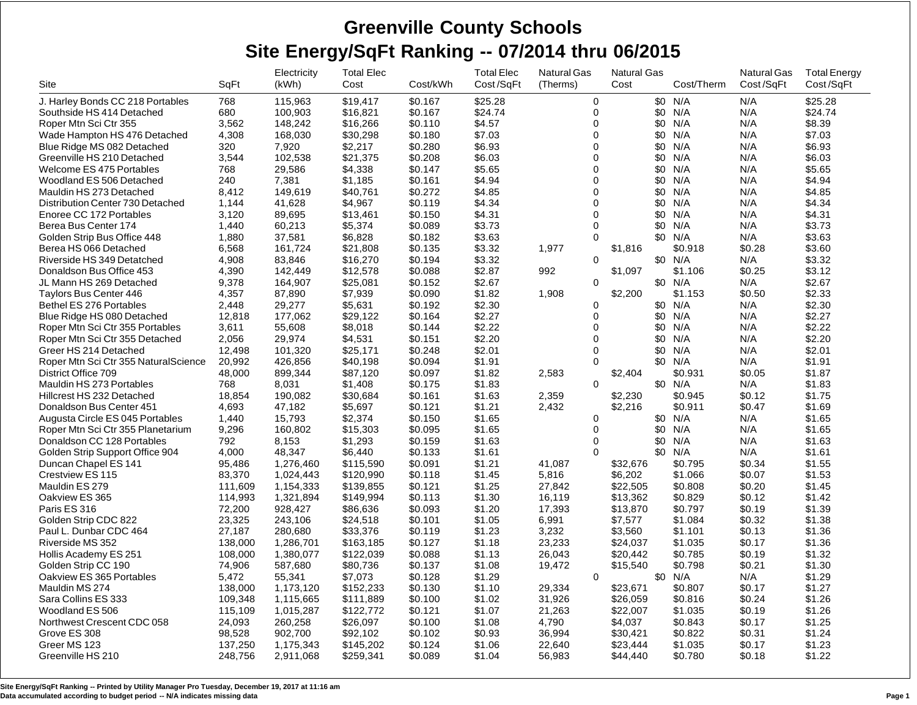# Greenville County Schools

## Site Energy/SqFt Ranking -- 07/2014 thru 06/2015

| Site | SqFt | Electricity (kWh) | Total Elec Cost | Cost/kWh | Total Elec Cost/SqFt | Natural Gas (Therms) | Natural Gas Cost | Cost/Therm | Natural Gas Cost/SqFt | Total Energy Cost/SqFt |
|---|---|---|---|---|---|---|---|---|---|---|
| J. Harley Bonds CC 218 Portables | 768 | 115,963 | $19,417 | $0.167 | $25.28 | 0 | $0 | N/A | N/A | $25.28 |
| Southside HS 414 Detached | 680 | 100,903 | $16,821 | $0.167 | $24.74 | 0 | $0 | N/A | N/A | $24.74 |
| Roper Mtn Sci Ctr 355 | 3,562 | 148,242 | $16,266 | $0.110 | $4.57 | 0 | $0 | N/A | N/A | $8.39 |
| Wade Hampton HS 476 Detached | 4,308 | 168,030 | $30,298 | $0.180 | $7.03 | 0 | $0 | N/A | N/A | $7.03 |
| Blue Ridge MS 082 Detached | 320 | 7,920 | $2,217 | $0.280 | $6.93 | 0 | $0 | N/A | N/A | $6.93 |
| Greenville HS 210 Detached | 3,544 | 102,538 | $21,375 | $0.208 | $6.03 | 0 | $0 | N/A | N/A | $6.03 |
| Welcome ES 475 Portables | 768 | 29,586 | $4,338 | $0.147 | $5.65 | 0 | $0 | N/A | N/A | $5.65 |
| Woodland ES 506 Detached | 240 | 7,381 | $1,185 | $0.161 | $4.94 | 0 | $0 | N/A | N/A | $4.94 |
| Mauldin HS 273 Detached | 8,412 | 149,619 | $40,761 | $0.272 | $4.85 | 0 | $0 | N/A | N/A | $4.85 |
| Distribution Center 730 Detached | 1,144 | 41,628 | $4,967 | $0.119 | $4.34 | 0 | $0 | N/A | N/A | $4.34 |
| Enoree CC 172 Portables | 3,120 | 89,695 | $13,461 | $0.150 | $4.31 | 0 | $0 | N/A | N/A | $4.31 |
| Berea Bus Center 174 | 1,440 | 60,213 | $5,374 | $0.089 | $3.73 | 0 | $0 | N/A | N/A | $3.73 |
| Golden Strip Bus Office 448 | 1,880 | 37,581 | $6,828 | $0.182 | $3.63 | 0 | $0 | N/A | N/A | $3.63 |
| Berea HS 066 Detached | 6,568 | 161,724 | $21,808 | $0.135 | $3.32 | 1,977 | $1,816 | $0.918 | $0.28 | $3.60 |
| Riverside HS 349 Detatched | 4,908 | 83,846 | $16,270 | $0.194 | $3.32 | 0 | $0 | N/A | N/A | $3.32 |
| Donaldson Bus Office 453 | 4,390 | 142,449 | $12,578 | $0.088 | $2.87 | 992 | $1,097 | $1.106 | $0.25 | $3.12 |
| JL Mann HS 269 Detached | 9,378 | 164,907 | $25,081 | $0.152 | $2.67 | 0 | $0 | N/A | N/A | $2.67 |
| Taylors Bus Center 446 | 4,357 | 87,890 | $7,939 | $0.090 | $1.82 | 1,908 | $2,200 | $1.153 | $0.50 | $2.33 |
| Bethel ES 276 Portables | 2,448 | 29,277 | $5,631 | $0.192 | $2.30 | 0 | $0 | N/A | N/A | $2.30 |
| Blue Ridge HS 080 Detached | 12,818 | 177,062 | $29,122 | $0.164 | $2.27 | 0 | $0 | N/A | N/A | $2.27 |
| Roper Mtn Sci Ctr 355 Portables | 3,611 | 55,608 | $8,018 | $0.144 | $2.22 | 0 | $0 | N/A | N/A | $2.22 |
| Roper Mtn Sci Ctr 355 Detached | 2,056 | 29,974 | $4,531 | $0.151 | $2.20 | 0 | $0 | N/A | N/A | $2.20 |
| Greer HS 214 Detached | 12,498 | 101,320 | $25,171 | $0.248 | $2.01 | 0 | $0 | N/A | N/A | $2.01 |
| Roper Mtn Sci Ctr 355 NaturalScience | 20,992 | 426,856 | $40,198 | $0.094 | $1.91 | 0 | $0 | N/A | N/A | $1.91 |
| District Office 709 | 48,000 | 899,344 | $87,120 | $0.097 | $1.82 | 2,583 | $2,404 | $0.931 | $0.05 | $1.87 |
| Mauldin HS 273 Portables | 768 | 8,031 | $1,408 | $0.175 | $1.83 | 0 | $0 | N/A | N/A | $1.83 |
| Hillcrest HS 232 Detached | 18,854 | 190,082 | $30,684 | $0.161 | $1.63 | 2,359 | $2,230 | $0.945 | $0.12 | $1.75 |
| Donaldson Bus Center 451 | 4,693 | 47,182 | $5,697 | $0.121 | $1.21 | 2,432 | $2,216 | $0.911 | $0.47 | $1.69 |
| Augusta Circle ES 045 Portables | 1,440 | 15,793 | $2,374 | $0.150 | $1.65 | 0 | $0 | N/A | N/A | $1.65 |
| Roper Mtn Sci Ctr 355 Planetarium | 9,296 | 160,802 | $15,303 | $0.095 | $1.65 | 0 | $0 | N/A | N/A | $1.65 |
| Donaldson CC 128 Portables | 792 | 8,153 | $1,293 | $0.159 | $1.63 | 0 | $0 | N/A | N/A | $1.63 |
| Golden Strip Support Office 904 | 4,000 | 48,347 | $6,440 | $0.133 | $1.61 | 0 | $0 | N/A | N/A | $1.61 |
| Duncan Chapel ES 141 | 95,486 | 1,276,460 | $115,590 | $0.091 | $1.21 | 41,087 | $32,676 | $0.795 | $0.34 | $1.55 |
| Crestview ES 115 | 83,370 | 1,024,443 | $120,990 | $0.118 | $1.45 | 5,816 | $6,202 | $1.066 | $0.07 | $1.53 |
| Mauldin ES 279 | 111,609 | 1,154,333 | $139,855 | $0.121 | $1.25 | 27,842 | $22,505 | $0.808 | $0.20 | $1.45 |
| Oakview ES 365 | 114,993 | 1,321,894 | $149,994 | $0.113 | $1.30 | 16,119 | $13,362 | $0.829 | $0.12 | $1.42 |
| Paris ES 316 | 72,200 | 928,427 | $86,636 | $0.093 | $1.20 | 17,393 | $13,870 | $0.797 | $0.19 | $1.39 |
| Golden Strip CDC 822 | 23,325 | 243,106 | $24,518 | $0.101 | $1.05 | 6,991 | $7,577 | $1.084 | $0.32 | $1.38 |
| Paul L. Dunbar CDC 464 | 27,187 | 280,680 | $33,376 | $0.119 | $1.23 | 3,232 | $3,560 | $1.101 | $0.13 | $1.36 |
| Riverside MS 352 | 138,000 | 1,286,701 | $163,185 | $0.127 | $1.18 | 23,233 | $24,037 | $1.035 | $0.17 | $1.36 |
| Hollis Academy ES 251 | 108,000 | 1,380,077 | $122,039 | $0.088 | $1.13 | 26,043 | $20,442 | $0.785 | $0.19 | $1.32 |
| Golden Strip CC 190 | 74,906 | 587,680 | $80,736 | $0.137 | $1.08 | 19,472 | $15,540 | $0.798 | $0.21 | $1.30 |
| Oakview ES 365 Portables | 5,472 | 55,341 | $7,073 | $0.128 | $1.29 | 0 | $0 | N/A | N/A | $1.29 |
| Mauldin MS 274 | 138,000 | 1,173,120 | $152,233 | $0.130 | $1.10 | 29,334 | $23,671 | $0.807 | $0.17 | $1.27 |
| Sara Collins ES 333 | 109,348 | 1,115,665 | $111,889 | $0.100 | $1.02 | 31,926 | $26,059 | $0.816 | $0.24 | $1.26 |
| Woodland ES 506 | 115,109 | 1,015,287 | $122,772 | $0.121 | $1.07 | 21,263 | $22,007 | $1.035 | $0.19 | $1.26 |
| Northwest Crescent CDC 058 | 24,093 | 260,258 | $26,097 | $0.100 | $1.08 | 4,790 | $4,037 | $0.843 | $0.17 | $1.25 |
| Grove ES 308 | 98,528 | 902,700 | $92,102 | $0.102 | $0.93 | 36,994 | $30,421 | $0.822 | $0.31 | $1.24 |
| Greer MS 123 | 137,250 | 1,175,343 | $145,202 | $0.124 | $1.06 | 22,640 | $23,444 | $1.035 | $0.17 | $1.23 |
| Greenville HS 210 | 248,756 | 2,911,068 | $259,341 | $0.089 | $1.04 | 56,983 | $44,440 | $0.780 | $0.18 | $1.22 |

Site Energy/SqFt Ranking -- Printed by Utility Manager Pro Tuesday, December 19, 2017 at 11:16 am
Data accumulated according to budget period -- N/A indicates missing data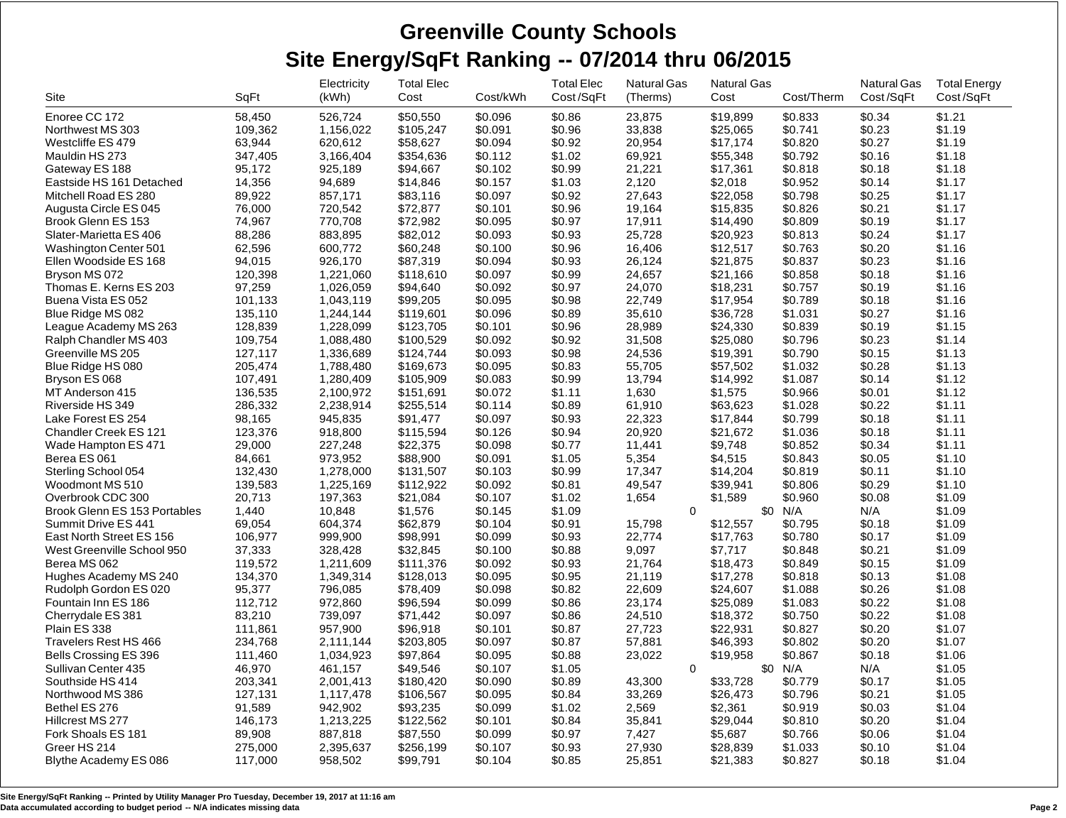# Greenville County Schools
## Site Energy/SqFt Ranking -- 07/2014 thru 06/2015

| Site | SqFt | Electricity (kWh) | Total Elec Cost | Cost/kWh | Total Elec Cost /SqFt | Natural Gas (Therms) | Natural Gas Cost | Cost/Therm | Natural Gas Cost /SqFt | Total Energy Cost /SqFt |
|---|---|---|---|---|---|---|---|---|---|---|
| Enoree CC 172 | 58,450 | 526,724 | $50,550 | $0.096 | $0.86 | 23,875 | $19,899 | $0.833 | $0.34 | $1.21 |
| Northwest MS 303 | 109,362 | 1,156,022 | $105,247 | $0.091 | $0.96 | 33,838 | $25,065 | $0.741 | $0.23 | $1.19 |
| Westcliffe ES 479 | 63,944 | 620,612 | $58,627 | $0.094 | $0.92 | 20,954 | $17,174 | $0.820 | $0.27 | $1.19 |
| Mauldin HS 273 | 347,405 | 3,166,404 | $354,636 | $0.112 | $1.02 | 69,921 | $55,348 | $0.792 | $0.16 | $1.18 |
| Gateway ES 188 | 95,172 | 925,189 | $94,667 | $0.102 | $0.99 | 21,221 | $17,361 | $0.818 | $0.18 | $1.18 |
| Eastside HS 161 Detached | 14,356 | 94,689 | $14,846 | $0.157 | $1.03 | 2,120 | $2,018 | $0.952 | $0.14 | $1.17 |
| Mitchell Road ES 280 | 89,922 | 857,171 | $83,116 | $0.097 | $0.92 | 27,643 | $22,058 | $0.798 | $0.25 | $1.17 |
| Augusta Circle ES 045 | 76,000 | 720,542 | $72,877 | $0.101 | $0.96 | 19,164 | $15,835 | $0.826 | $0.21 | $1.17 |
| Brook Glenn ES 153 | 74,967 | 770,708 | $72,982 | $0.095 | $0.97 | 17,911 | $14,490 | $0.809 | $0.19 | $1.17 |
| Slater-Marietta ES 406 | 88,286 | 883,895 | $82,012 | $0.093 | $0.93 | 25,728 | $20,923 | $0.813 | $0.24 | $1.17 |
| Washington Center 501 | 62,596 | 600,772 | $60,248 | $0.100 | $0.96 | 16,406 | $12,517 | $0.763 | $0.20 | $1.16 |
| Ellen Woodside ES 168 | 94,015 | 926,170 | $87,319 | $0.094 | $0.93 | 26,124 | $21,875 | $0.837 | $0.23 | $1.16 |
| Bryson MS 072 | 120,398 | 1,221,060 | $118,610 | $0.097 | $0.99 | 24,657 | $21,166 | $0.858 | $0.18 | $1.16 |
| Thomas E. Kerns ES 203 | 97,259 | 1,026,059 | $94,640 | $0.092 | $0.97 | 24,070 | $18,231 | $0.757 | $0.19 | $1.16 |
| Buena Vista ES 052 | 101,133 | 1,043,119 | $99,205 | $0.095 | $0.98 | 22,749 | $17,954 | $0.789 | $0.18 | $1.16 |
| Blue Ridge MS 082 | 135,110 | 1,244,144 | $119,601 | $0.096 | $0.89 | 35,610 | $36,728 | $1.031 | $0.27 | $1.16 |
| League Academy MS 263 | 128,839 | 1,228,099 | $123,705 | $0.101 | $0.96 | 28,989 | $24,330 | $0.839 | $0.19 | $1.15 |
| Ralph Chandler MS 403 | 109,754 | 1,088,480 | $100,529 | $0.092 | $0.92 | 31,508 | $25,080 | $0.796 | $0.23 | $1.14 |
| Greenville MS 205 | 127,117 | 1,336,689 | $124,744 | $0.093 | $0.98 | 24,536 | $19,391 | $0.790 | $0.15 | $1.13 |
| Blue Ridge HS 080 | 205,474 | 1,788,480 | $169,673 | $0.095 | $0.83 | 55,705 | $57,502 | $1.032 | $0.28 | $1.13 |
| Bryson ES 068 | 107,491 | 1,280,409 | $105,909 | $0.083 | $0.99 | 13,794 | $14,992 | $1.087 | $0.14 | $1.12 |
| MT Anderson 415 | 136,535 | 2,100,972 | $151,691 | $0.072 | $1.11 | 1,630 | $1,575 | $0.966 | $0.01 | $1.12 |
| Riverside HS 349 | 286,332 | 2,238,914 | $255,514 | $0.114 | $0.89 | 61,910 | $63,623 | $1.028 | $0.22 | $1.11 |
| Lake Forest ES 254 | 98,165 | 945,835 | $91,477 | $0.097 | $0.93 | 22,323 | $17,844 | $0.799 | $0.18 | $1.11 |
| Chandler Creek ES 121 | 123,376 | 918,800 | $115,594 | $0.126 | $0.94 | 20,920 | $21,672 | $1.036 | $0.18 | $1.11 |
| Wade Hampton ES 471 | 29,000 | 227,248 | $22,375 | $0.098 | $0.77 | 11,441 | $9,748 | $0.852 | $0.34 | $1.11 |
| Berea ES 061 | 84,661 | 973,952 | $88,900 | $0.091 | $1.05 | 5,354 | $4,515 | $0.843 | $0.05 | $1.10 |
| Sterling School 054 | 132,430 | 1,278,000 | $131,507 | $0.103 | $0.99 | 17,347 | $14,204 | $0.819 | $0.11 | $1.10 |
| Woodmont MS 510 | 139,583 | 1,225,169 | $112,922 | $0.092 | $0.81 | 49,547 | $39,941 | $0.806 | $0.29 | $1.10 |
| Overbrook CDC 300 | 20,713 | 197,363 | $21,084 | $0.107 | $1.02 | 1,654 | $1,589 | $0.960 | $0.08 | $1.09 |
| Brook Glenn ES 153 Portables | 1,440 | 10,848 | $1,576 | $0.145 | $1.09 | 0 | $0 | N/A | N/A | $1.09 |
| Summit Drive ES 441 | 69,054 | 604,374 | $62,879 | $0.104 | $0.91 | 15,798 | $12,557 | $0.795 | $0.18 | $1.09 |
| East North Street ES 156 | 106,977 | 999,900 | $98,991 | $0.099 | $0.93 | 22,774 | $17,763 | $0.780 | $0.17 | $1.09 |
| West Greenville School 950 | 37,333 | 328,428 | $32,845 | $0.100 | $0.88 | 9,097 | $7,717 | $0.848 | $0.21 | $1.09 |
| Berea MS 062 | 119,572 | 1,211,609 | $111,376 | $0.092 | $0.93 | 21,764 | $18,473 | $0.849 | $0.15 | $1.09 |
| Hughes Academy MS 240 | 134,370 | 1,349,314 | $128,013 | $0.095 | $0.95 | 21,119 | $17,278 | $0.818 | $0.13 | $1.08 |
| Rudolph Gordon ES 020 | 95,377 | 796,085 | $78,409 | $0.098 | $0.82 | 22,609 | $24,607 | $1.088 | $0.26 | $1.08 |
| Fountain Inn ES 186 | 112,712 | 972,860 | $96,594 | $0.099 | $0.86 | 23,174 | $25,089 | $1.083 | $0.22 | $1.08 |
| Cherrydale ES 381 | 83,210 | 739,097 | $71,442 | $0.097 | $0.86 | 24,510 | $18,372 | $0.750 | $0.22 | $1.08 |
| Plain ES 338 | 111,861 | 957,900 | $96,918 | $0.101 | $0.87 | 27,723 | $22,931 | $0.827 | $0.20 | $1.07 |
| Travelers Rest HS 466 | 234,768 | 2,111,144 | $203,805 | $0.097 | $0.87 | 57,881 | $46,393 | $0.802 | $0.20 | $1.07 |
| Bells Crossing ES 396 | 111,460 | 1,034,923 | $97,864 | $0.095 | $0.88 | 23,022 | $19,958 | $0.867 | $0.18 | $1.06 |
| Sullivan Center 435 | 46,970 | 461,157 | $49,546 | $0.107 | $1.05 | 0 | $0 | N/A | N/A | $1.05 |
| Southside HS 414 | 203,341 | 2,001,413 | $180,420 | $0.090 | $0.89 | 43,300 | $33,728 | $0.779 | $0.17 | $1.05 |
| Northwood MS 386 | 127,131 | 1,117,478 | $106,567 | $0.095 | $0.84 | 33,269 | $26,473 | $0.796 | $0.21 | $1.05 |
| Bethel ES 276 | 91,589 | 942,902 | $93,235 | $0.099 | $1.02 | 2,569 | $2,361 | $0.919 | $0.03 | $1.04 |
| Hillcrest MS 277 | 146,173 | 1,213,225 | $122,562 | $0.101 | $0.84 | 35,841 | $29,044 | $0.810 | $0.20 | $1.04 |
| Fork Shoals ES 181 | 89,908 | 887,818 | $87,550 | $0.099 | $0.97 | 7,427 | $5,687 | $0.766 | $0.06 | $1.04 |
| Greer HS 214 | 275,000 | 2,395,637 | $256,199 | $0.107 | $0.93 | 27,930 | $28,839 | $1.033 | $0.10 | $1.04 |
| Blythe Academy ES 086 | 117,000 | 958,502 | $99,791 | $0.104 | $0.85 | 25,851 | $21,383 | $0.827 | $0.18 | $1.04 |

**Site Energy/SqFt Ranking -- Printed by Utility Manager Pro Tuesday, December 19, 2017 at 11:16 am**
**Data accumulated according to budget period -- N/A indicates missing data**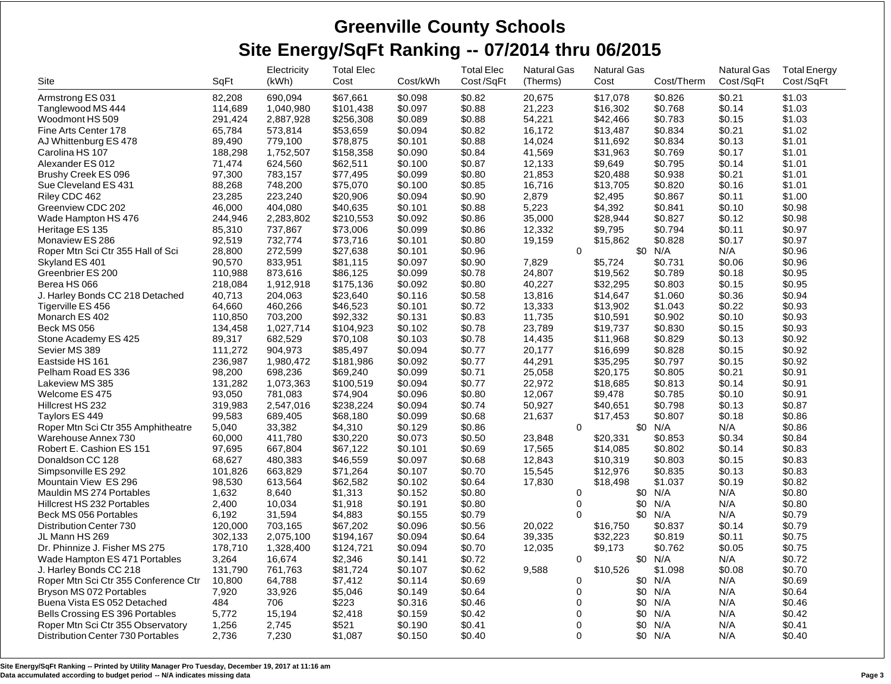# Greenville County Schools

## Site Energy/SqFt Ranking -- 07/2014 thru 06/2015

| Site | SqFt | Electricity (kWh) | Total Elec Cost | Cost/kWh | Total Elec Cost/SqFt | Natural Gas (Therms) | Natural Gas Cost | Cost/Therm | Natural Gas Cost/SqFt | Total Energy Cost/SqFt |
|---|---|---|---|---|---|---|---|---|---|---|
| Armstrong ES 031 | 82,208 | 690,094 | $67,661 | $0.098 | $0.82 | 20,675 | $17,078 | $0.826 | $0.21 | $1.03 |
| Tanglewood MS 444 | 114,689 | 1,040,980 | $101,438 | $0.097 | $0.88 | 21,223 | $16,302 | $0.768 | $0.14 | $1.03 |
| Woodmont HS 509 | 291,424 | 2,887,928 | $256,308 | $0.089 | $0.88 | 54,221 | $42,466 | $0.783 | $0.15 | $1.03 |
| Fine Arts Center 178 | 65,784 | 573,814 | $53,659 | $0.094 | $0.82 | 16,172 | $13,487 | $0.834 | $0.21 | $1.02 |
| AJ Whittenburg ES 478 | 89,490 | 779,100 | $78,875 | $0.101 | $0.88 | 14,024 | $11,692 | $0.834 | $0.13 | $1.01 |
| Carolina HS 107 | 188,298 | 1,752,507 | $158,358 | $0.090 | $0.84 | 41,569 | $31,963 | $0.769 | $0.17 | $1.01 |
| Alexander ES 012 | 71,474 | 624,560 | $62,511 | $0.100 | $0.87 | 12,133 | $9,649 | $0.795 | $0.14 | $1.01 |
| Brushy Creek ES 096 | 97,300 | 783,157 | $77,495 | $0.099 | $0.80 | 21,853 | $20,488 | $0.938 | $0.21 | $1.01 |
| Sue Cleveland ES 431 | 88,268 | 748,200 | $75,070 | $0.100 | $0.85 | 16,716 | $13,705 | $0.820 | $0.16 | $1.01 |
| Riley CDC 462 | 23,285 | 223,240 | $20,906 | $0.094 | $0.90 | 2,879 | $2,495 | $0.867 | $0.11 | $1.00 |
| Greenview CDC 202 | 46,000 | 404,080 | $40,635 | $0.101 | $0.88 | 5,223 | $4,392 | $0.841 | $0.10 | $0.98 |
| Wade Hampton HS 476 | 244,946 | 2,283,802 | $210,553 | $0.092 | $0.86 | 35,000 | $28,944 | $0.827 | $0.12 | $0.98 |
| Heritage ES 135 | 85,310 | 737,867 | $73,006 | $0.099 | $0.86 | 12,332 | $9,795 | $0.794 | $0.11 | $0.97 |
| Monaview ES 286 | 92,519 | 732,774 | $73,716 | $0.101 | $0.80 | 19,159 | $15,862 | $0.828 | $0.17 | $0.97 |
| Roper Mtn Sci Ctr 355 Hall of Sci | 28,800 | 272,599 | $27,638 | $0.101 | $0.96 | 0 | $0 | N/A | N/A | $0.96 |
| Skyland ES 401 | 90,570 | 833,951 | $81,115 | $0.097 | $0.90 | 7,829 | $5,724 | $0.731 | $0.06 | $0.96 |
| Greenbrier ES 200 | 110,988 | 873,616 | $86,125 | $0.099 | $0.78 | 24,807 | $19,562 | $0.789 | $0.18 | $0.95 |
| Berea HS 066 | 218,084 | 1,912,918 | $175,136 | $0.092 | $0.80 | 40,227 | $32,295 | $0.803 | $0.15 | $0.95 |
| J. Harley Bonds CC 218 Detached | 40,713 | 204,063 | $23,640 | $0.116 | $0.58 | 13,816 | $14,647 | $1.060 | $0.36 | $0.94 |
| Tigerville ES 456 | 64,660 | 460,266 | $46,523 | $0.101 | $0.72 | 13,333 | $13,902 | $1.043 | $0.22 | $0.93 |
| Monarch ES 402 | 110,850 | 703,200 | $92,332 | $0.131 | $0.83 | 11,735 | $10,591 | $0.902 | $0.10 | $0.93 |
| Beck MS 056 | 134,458 | 1,027,714 | $104,923 | $0.102 | $0.78 | 23,789 | $19,737 | $0.830 | $0.15 | $0.93 |
| Stone Academy ES 425 | 89,317 | 682,529 | $70,108 | $0.103 | $0.78 | 14,435 | $11,968 | $0.829 | $0.13 | $0.92 |
| Sevier MS 389 | 111,272 | 904,973 | $85,497 | $0.094 | $0.77 | 20,177 | $16,699 | $0.828 | $0.15 | $0.92 |
| Eastside HS 161 | 236,987 | 1,980,472 | $181,986 | $0.092 | $0.77 | 44,291 | $35,295 | $0.797 | $0.15 | $0.92 |
| Pelham Road ES 336 | 98,200 | 698,236 | $69,240 | $0.099 | $0.71 | 25,058 | $20,175 | $0.805 | $0.21 | $0.91 |
| Lakeview MS 385 | 131,282 | 1,073,363 | $100,519 | $0.094 | $0.77 | 22,972 | $18,685 | $0.813 | $0.14 | $0.91 |
| Welcome ES 475 | 93,050 | 781,083 | $74,904 | $0.096 | $0.80 | 12,067 | $9,478 | $0.785 | $0.10 | $0.91 |
| Hillcrest HS 232 | 319,983 | 2,547,016 | $238,224 | $0.094 | $0.74 | 50,927 | $40,651 | $0.798 | $0.13 | $0.87 |
| Taylors ES 449 | 99,583 | 689,405 | $68,180 | $0.099 | $0.68 | 21,637 | $17,453 | $0.807 | $0.18 | $0.86 |
| Roper Mtn Sci Ctr 355 Amphitheatre | 5,040 | 33,382 | $4,310 | $0.129 | $0.86 | 0 | $0 | N/A | N/A | $0.86 |
| Warehouse Annex 730 | 60,000 | 411,780 | $30,220 | $0.073 | $0.50 | 23,848 | $20,331 | $0.853 | $0.34 | $0.84 |
| Robert E. Cashion ES 151 | 97,695 | 667,804 | $67,122 | $0.101 | $0.69 | 17,565 | $14,085 | $0.802 | $0.14 | $0.83 |
| Donaldson CC 128 | 68,627 | 480,383 | $46,559 | $0.097 | $0.68 | 12,843 | $10,319 | $0.803 | $0.15 | $0.83 |
| Simpsonville ES 292 | 101,826 | 663,829 | $71,264 | $0.107 | $0.70 | 15,545 | $12,976 | $0.835 | $0.13 | $0.83 |
| Mountain View ES 296 | 98,530 | 613,564 | $62,582 | $0.102 | $0.64 | 17,830 | $18,498 | $1.037 | $0.19 | $0.82 |
| Mauldin MS 274 Portables | 1,632 | 8,640 | $1,313 | $0.152 | $0.80 | 0 | $0 | N/A | N/A | $0.80 |
| Hillcrest HS 232 Portables | 2,400 | 10,034 | $1,918 | $0.191 | $0.80 | 0 | $0 | N/A | N/A | $0.80 |
| Beck MS 056 Portables | 6,192 | 31,594 | $4,883 | $0.155 | $0.79 | 0 | $0 | N/A | N/A | $0.79 |
| Distribution Center 730 | 120,000 | 703,165 | $67,202 | $0.096 | $0.56 | 20,022 | $16,750 | $0.837 | $0.14 | $0.79 |
| JL Mann HS 269 | 302,133 | 2,075,100 | $194,167 | $0.094 | $0.64 | 39,335 | $32,223 | $0.819 | $0.11 | $0.75 |
| Dr. Phinnize J. Fisher MS 275 | 178,710 | 1,328,400 | $124,721 | $0.094 | $0.70 | 12,035 | $9,173 | $0.762 | $0.05 | $0.75 |
| Wade Hampton ES 471 Portables | 3,264 | 16,674 | $2,346 | $0.141 | $0.72 | 0 | $0 | N/A | N/A | $0.72 |
| J. Harley Bonds CC 218 | 131,790 | 761,763 | $81,724 | $0.107 | $0.62 | 9,588 | $10,526 | $1.098 | $0.08 | $0.70 |
| Roper Mtn Sci Ctr 355 Conference Ctr | 10,800 | 64,788 | $7,412 | $0.114 | $0.69 | 0 | $0 | N/A | N/A | $0.69 |
| Bryson MS 072 Portables | 7,920 | 33,926 | $5,046 | $0.149 | $0.64 | 0 | $0 | N/A | N/A | $0.64 |
| Buena Vista ES 052 Detached | 484 | 706 | $223 | $0.316 | $0.46 | 0 | $0 | N/A | N/A | $0.46 |
| Bells Crossing ES 396 Portables | 5,772 | 15,194 | $2,418 | $0.159 | $0.42 | 0 | $0 | N/A | N/A | $0.42 |
| Roper Mtn Sci Ctr 355 Observatory | 1,256 | 2,745 | $521 | $0.190 | $0.41 | 0 | $0 | N/A | N/A | $0.41 |
| Distribution Center 730 Portables | 2,736 | 7,230 | $1,087 | $0.150 | $0.40 | 0 | $0 | N/A | N/A | $0.40 |

**Site Energy/SqFt Ranking -- Printed by Utility Manager Pro Tuesday, December 19, 2017 at 11:16 am**
**Data accumulated according to budget period -- N/A indicates missing data**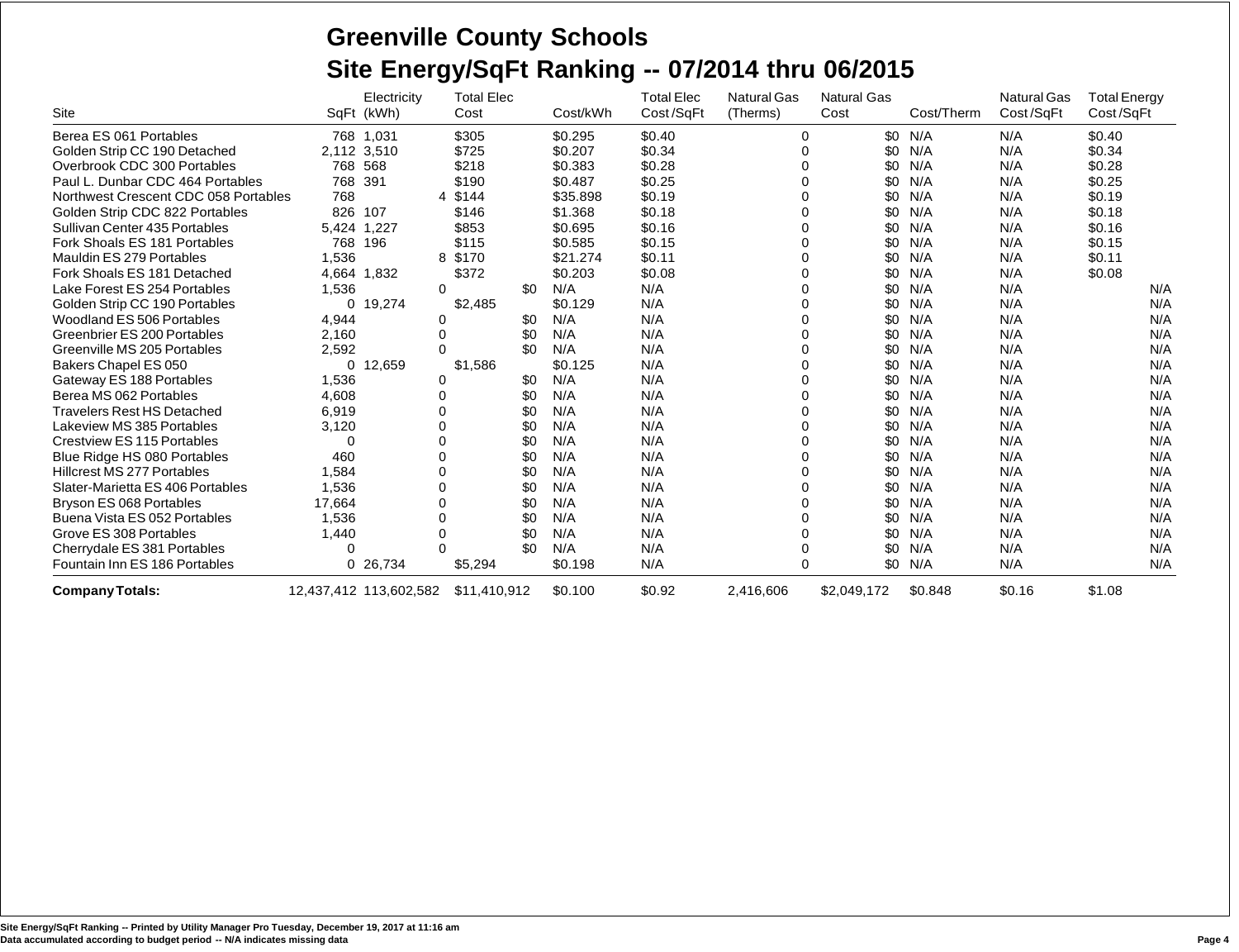# Greenville County Schools

## Site Energy/SqFt Ranking -- 07/2014 thru 06/2015

| Site | SqFt | Electricity (kWh) | Total Elec Cost | Cost/kWh | Total Elec Cost /SqFt | Natural Gas (Therms) | Natural Gas Cost | Cost/Therm | Natural Gas Cost /SqFt | Total Energy Cost /SqFt |
|---|---|---|---|---|---|---|---|---|---|---|
| Berea ES 061 Portables | 768 | 1,031 | $305 | $0.295 | $0.40 | 0 | $0 | N/A | N/A | $0.40 |
| Golden Strip CC 190 Detached | 2,112 | 3,510 | $725 | $0.207 | $0.34 | 0 | $0 | N/A | N/A | $0.34 |
| Overbrook CDC 300 Portables | 768 | 568 | $218 | $0.383 | $0.28 | 0 | $0 | N/A | N/A | $0.28 |
| Paul L. Dunbar CDC 464 Portables | 768 | 391 | $190 | $0.487 | $0.25 | 0 | $0 | N/A | N/A | $0.25 |
| Northwest Crescent CDC 058 Portables | 768 | 4 | $144 | $35.898 | $0.19 | 0 | $0 | N/A | N/A | $0.19 |
| Golden Strip CDC 822 Portables | 826 | 107 | $146 | $1.368 | $0.18 | 0 | $0 | N/A | N/A | $0.18 |
| Sullivan Center 435 Portables | 5,424 | 1,227 | $853 | $0.695 | $0.16 | 0 | $0 | N/A | N/A | $0.16 |
| Fork Shoals ES 181 Portables | 768 | 196 | $115 | $0.585 | $0.15 | 0 | $0 | N/A | N/A | $0.15 |
| Mauldin ES 279 Portables | 1,536 | 8 | $170 | $21.274 | $0.11 | 0 | $0 | N/A | N/A | $0.11 |
| Fork Shoals ES 181 Detached | 4,664 | 1,832 | $372 | $0.203 | $0.08 | 0 | $0 | N/A | N/A | $0.08 |
| Lake Forest ES 254 Portables | 1,536 | 0 | $0 | N/A | N/A | 0 | $0 | N/A | N/A | N/A |
| Golden Strip CC 190 Portables | 0 | 19,274 | $2,485 | $0.129 | N/A | 0 | $0 | N/A | N/A | N/A |
| Woodland ES 506 Portables | 4,944 | 0 | $0 | N/A | N/A | 0 | $0 | N/A | N/A | N/A |
| Greenbrier ES 200 Portables | 2,160 | 0 | $0 | N/A | N/A | 0 | $0 | N/A | N/A | N/A |
| Greenville MS 205 Portables | 2,592 | 0 | $0 | N/A | N/A | 0 | $0 | N/A | N/A | N/A |
| Bakers Chapel ES 050 | 0 | 12,659 | $1,586 | $0.125 | N/A | 0 | $0 | N/A | N/A | N/A |
| Gateway ES 188 Portables | 1,536 | 0 | $0 | N/A | N/A | 0 | $0 | N/A | N/A | N/A |
| Berea MS 062 Portables | 4,608 | 0 | $0 | N/A | N/A | 0 | $0 | N/A | N/A | N/A |
| Travelers Rest HS Detached | 6,919 | 0 | $0 | N/A | N/A | 0 | $0 | N/A | N/A | N/A |
| Lakeview MS 385 Portables | 3,120 | 0 | $0 | N/A | N/A | 0 | $0 | N/A | N/A | N/A |
| Crestview ES 115 Portables | 0 | 0 | $0 | N/A | N/A | 0 | $0 | N/A | N/A | N/A |
| Blue Ridge HS 080 Portables | 460 | 0 | $0 | N/A | N/A | 0 | $0 | N/A | N/A | N/A |
| Hillcrest MS 277 Portables | 1,584 | 0 | $0 | N/A | N/A | 0 | $0 | N/A | N/A | N/A |
| Slater-Marietta ES 406 Portables | 1,536 | 0 | $0 | N/A | N/A | 0 | $0 | N/A | N/A | N/A |
| Bryson ES 068 Portables | 17,664 | 0 | $0 | N/A | N/A | 0 | $0 | N/A | N/A | N/A |
| Buena Vista ES 052 Portables | 1,536 | 0 | $0 | N/A | N/A | 0 | $0 | N/A | N/A | N/A |
| Grove ES 308 Portables | 1,440 | 0 | $0 | N/A | N/A | 0 | $0 | N/A | N/A | N/A |
| Cherrydale ES 381 Portables | 0 | 0 | $0 | N/A | N/A | 0 | $0 | N/A | N/A | N/A |
| Fountain Inn ES 186 Portables | 0 | 26,734 | $5,294 | $0.198 | N/A | 0 | $0 | N/A | N/A | N/A |
| **Company Totals:** | 12,437,412 | 113,602,582 | $11,410,912 | $0.100 | $0.92 | 2,416,606 | $2,049,172 | $0.848 | $0.16 | $1.08 |

**Site Energy/SqFt Ranking -- Printed by Utility Manager Pro Tuesday, December 19, 2017 at 11:16 am**
**Data accumulated according to budget period -- N/A indicates missing data**